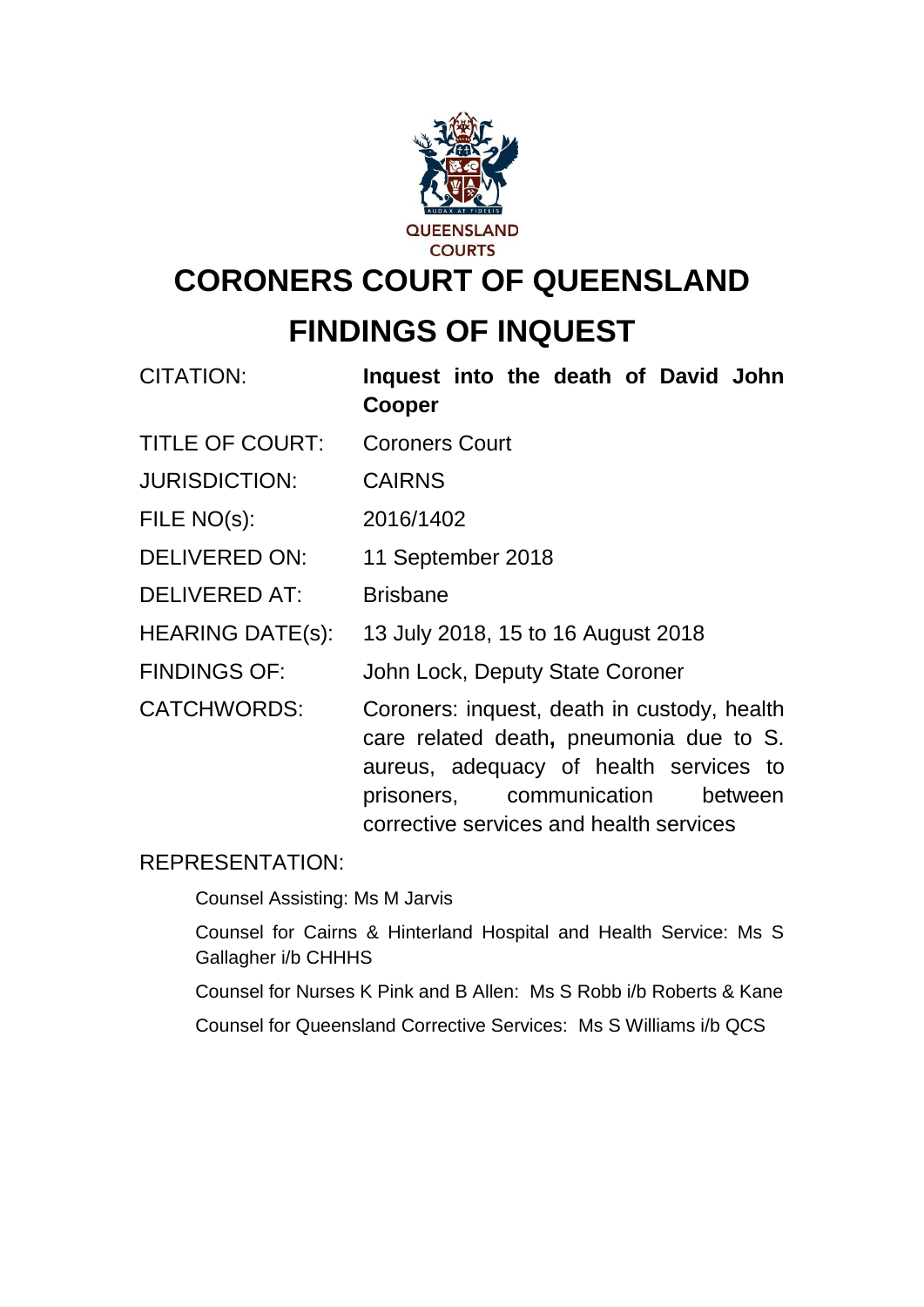QUEENSLAND COURTS

# CORONERS COURT OF QUEENSLAND

# FINDINGS OF INQUEST

| | |
|---|---|
| CITATION: | **Inquest into the death of David John Cooper** |
| TITLE OF COURT: | Coroners Court |
| JURISDICTION: | CAIRNS |
| FILE NO(s): | 2016/1402 |
| DELIVERED ON: | 11 September 2018 |
| DELIVERED AT: | Brisbane |
| HEARING DATE(s): | 13 July 2018, 15 to 16 August 2018 |
| FINDINGS OF: | John Lock, Deputy State Coroner |
| CATCHWORDS: | Coroners: inquest, death in custody, health care related death**,** pneumonia due to S. aureus, adequacy of health services to prisoners, communication between corrective services and health services |

REPRESENTATION:

Counsel Assisting: Ms M Jarvis

Counsel for Cairns & Hinterland Hospital and Health Service: Ms S Gallagher i/b CHHHS

Counsel for Nurses K Pink and B Allen: Ms S Robb i/b Roberts & Kane

Counsel for Queensland Corrective Services: Ms S Williams i/b QCS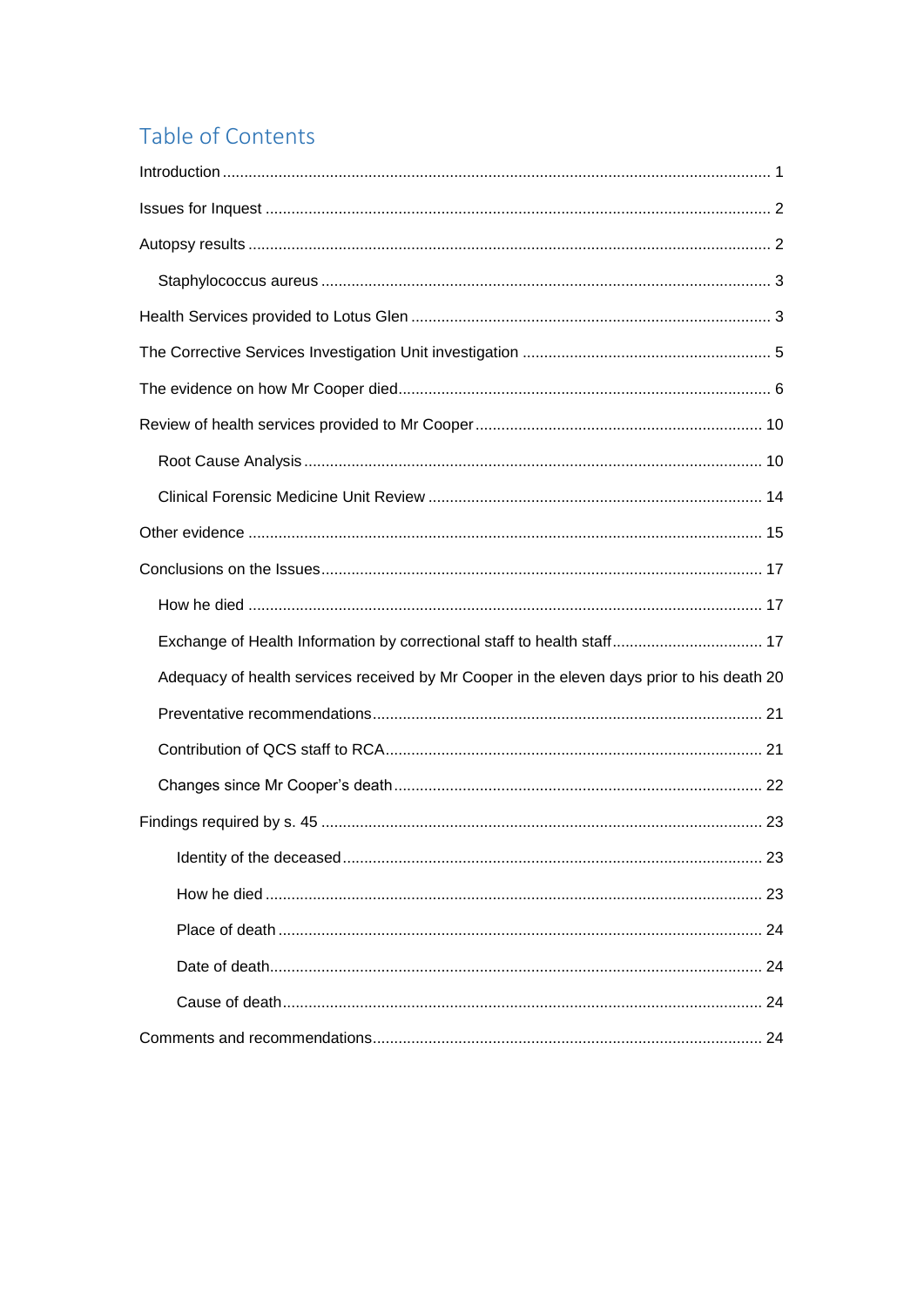# Table of Contents

Introduction .......... 1

Issues for Inquest .......... 2

Autopsy results .......... 2

- Staphylococcus aureus .......... 3

Health Services provided to Lotus Glen .......... 3

The Corrective Services Investigation Unit investigation .......... 5

The evidence on how Mr Cooper died .......... 6

Review of health services provided to Mr Cooper .......... 10

- Root Cause Analysis .......... 10
- Clinical Forensic Medicine Unit Review .......... 14

Other evidence .......... 15

Conclusions on the Issues .......... 17

- How he died .......... 17
- Exchange of Health Information by correctional staff to health staff .......... 17
- Adequacy of health services received by Mr Cooper in the eleven days prior to his death 20
- Preventative recommendations .......... 21
- Contribution of QCS staff to RCA .......... 21
- Changes since Mr Cooper's death .......... 22

Findings required by s. 45 .......... 23

- Identity of the deceased .......... 23
- How he died .......... 23
- Place of death .......... 24
- Date of death .......... 24
- Cause of death .......... 24

Comments and recommendations .......... 24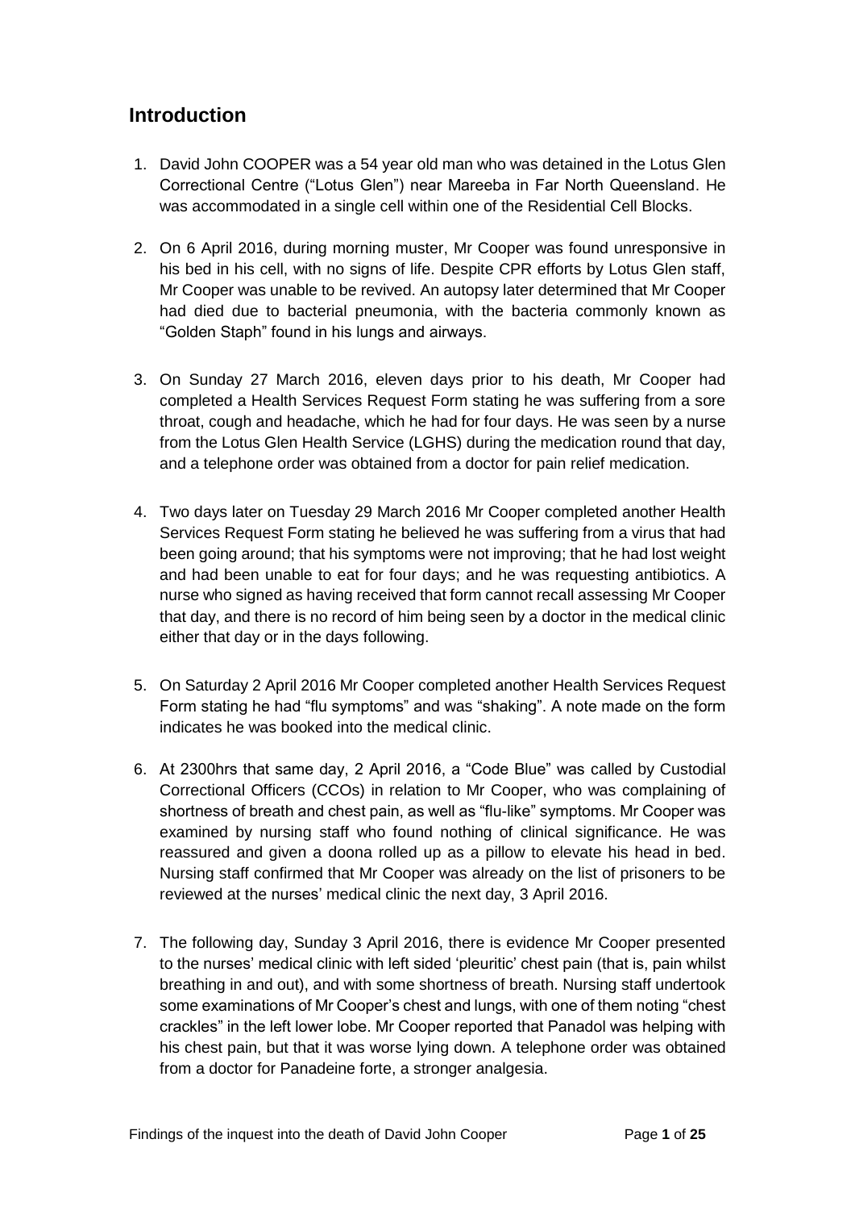## Introduction

1. David John COOPER was a 54 year old man who was detained in the Lotus Glen Correctional Centre ("Lotus Glen") near Mareeba in Far North Queensland. He was accommodated in a single cell within one of the Residential Cell Blocks.

2. On 6 April 2016, during morning muster, Mr Cooper was found unresponsive in his bed in his cell, with no signs of life. Despite CPR efforts by Lotus Glen staff, Mr Cooper was unable to be revived. An autopsy later determined that Mr Cooper had died due to bacterial pneumonia, with the bacteria commonly known as "Golden Staph" found in his lungs and airways.

3. On Sunday 27 March 2016, eleven days prior to his death, Mr Cooper had completed a Health Services Request Form stating he was suffering from a sore throat, cough and headache, which he had for four days. He was seen by a nurse from the Lotus Glen Health Service (LGHS) during the medication round that day, and a telephone order was obtained from a doctor for pain relief medication.

4. Two days later on Tuesday 29 March 2016 Mr Cooper completed another Health Services Request Form stating he believed he was suffering from a virus that had been going around; that his symptoms were not improving; that he had lost weight and had been unable to eat for four days; and he was requesting antibiotics. A nurse who signed as having received that form cannot recall assessing Mr Cooper that day, and there is no record of him being seen by a doctor in the medical clinic either that day or in the days following.

5. On Saturday 2 April 2016 Mr Cooper completed another Health Services Request Form stating he had "flu symptoms" and was "shaking". A note made on the form indicates he was booked into the medical clinic.

6. At 2300hrs that same day, 2 April 2016, a "Code Blue" was called by Custodial Correctional Officers (CCOs) in relation to Mr Cooper, who was complaining of shortness of breath and chest pain, as well as "flu-like" symptoms. Mr Cooper was examined by nursing staff who found nothing of clinical significance. He was reassured and given a doona rolled up as a pillow to elevate his head in bed. Nursing staff confirmed that Mr Cooper was already on the list of prisoners to be reviewed at the nurses' medical clinic the next day, 3 April 2016.

7. The following day, Sunday 3 April 2016, there is evidence Mr Cooper presented to the nurses' medical clinic with left sided 'pleuritic' chest pain (that is, pain whilst breathing in and out), and with some shortness of breath. Nursing staff undertook some examinations of Mr Cooper's chest and lungs, with one of them noting "chest crackles" in the left lower lobe. Mr Cooper reported that Panadol was helping with his chest pain, but that it was worse lying down. A telephone order was obtained from a doctor for Panadeine forte, a stronger analgesia.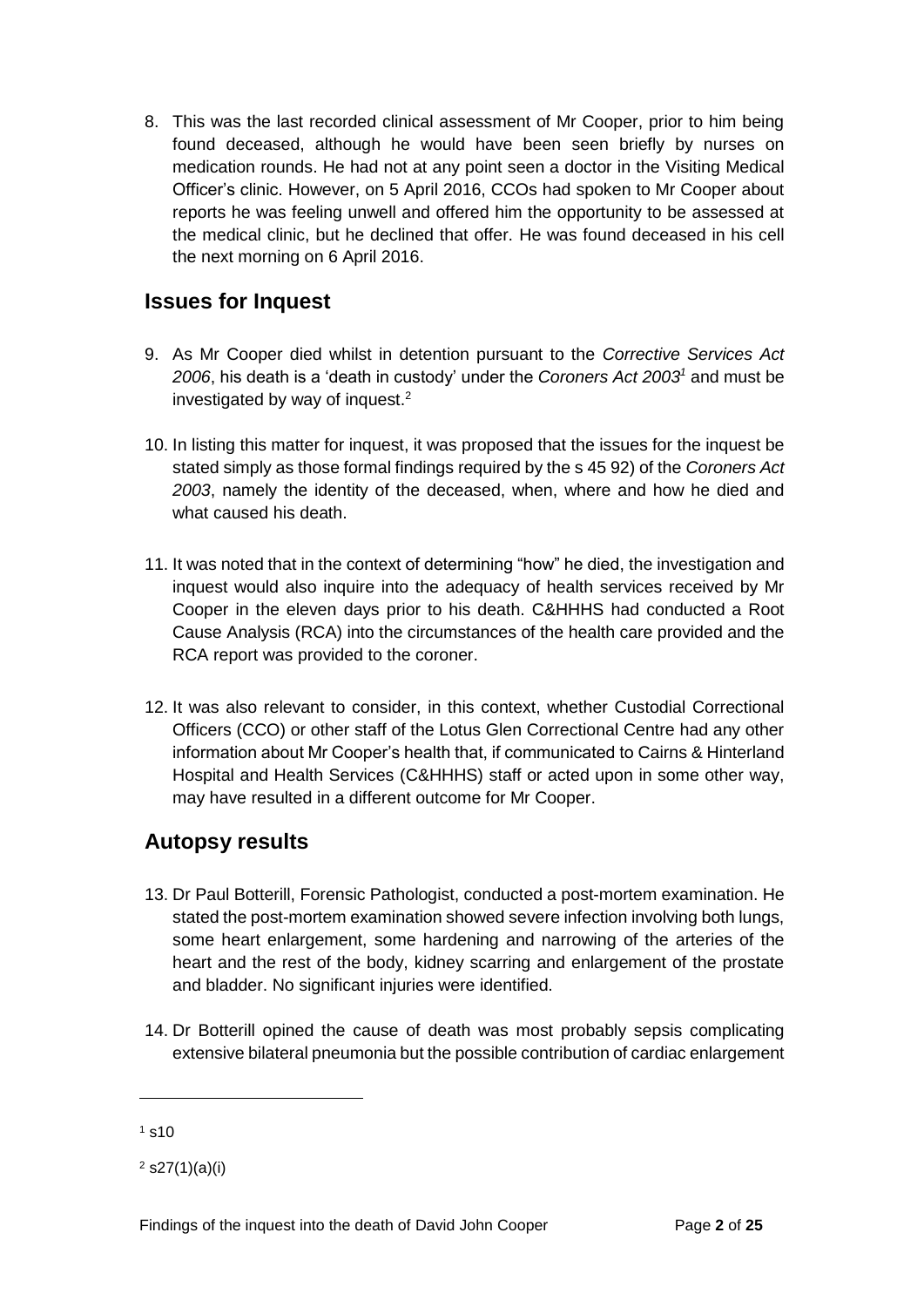8. This was the last recorded clinical assessment of Mr Cooper, prior to him being found deceased, although he would have been seen briefly by nurses on medication rounds. He had not at any point seen a doctor in the Visiting Medical Officer's clinic. However, on 5 April 2016, CCOs had spoken to Mr Cooper about reports he was feeling unwell and offered him the opportunity to be assessed at the medical clinic, but he declined that offer. He was found deceased in his cell the next morning on 6 April 2016.

## Issues for Inquest

9. As Mr Cooper died whilst in detention pursuant to the *Corrective Services Act 2006*, his death is a 'death in custody' under the *Coroners Act 2003*[1] and must be investigated by way of inquest.[2]

10. In listing this matter for inquest, it was proposed that the issues for the inquest be stated simply as those formal findings required by the s 45 92) of the *Coroners Act 2003*, namely the identity of the deceased, when, where and how he died and what caused his death.

11. It was noted that in the context of determining "how" he died, the investigation and inquest would also inquire into the adequacy of health services received by Mr Cooper in the eleven days prior to his death. C&HHHS had conducted a Root Cause Analysis (RCA) into the circumstances of the health care provided and the RCA report was provided to the coroner.

12. It was also relevant to consider, in this context, whether Custodial Correctional Officers (CCO) or other staff of the Lotus Glen Correctional Centre had any other information about Mr Cooper's health that, if communicated to Cairns & Hinterland Hospital and Health Services (C&HHHS) staff or acted upon in some other way, may have resulted in a different outcome for Mr Cooper.

## Autopsy results

13. Dr Paul Botterill, Forensic Pathologist, conducted a post-mortem examination. He stated the post-mortem examination showed severe infection involving both lungs, some heart enlargement, some hardening and narrowing of the arteries of the heart and the rest of the body, kidney scarring and enlargement of the prostate and bladder. No significant injuries were identified.

14. Dr Botterill opined the cause of death was most probably sepsis complicating extensive bilateral pneumonia but the possible contribution of cardiac enlargement

---

[1] s10

[2] s27(1)(a)(i)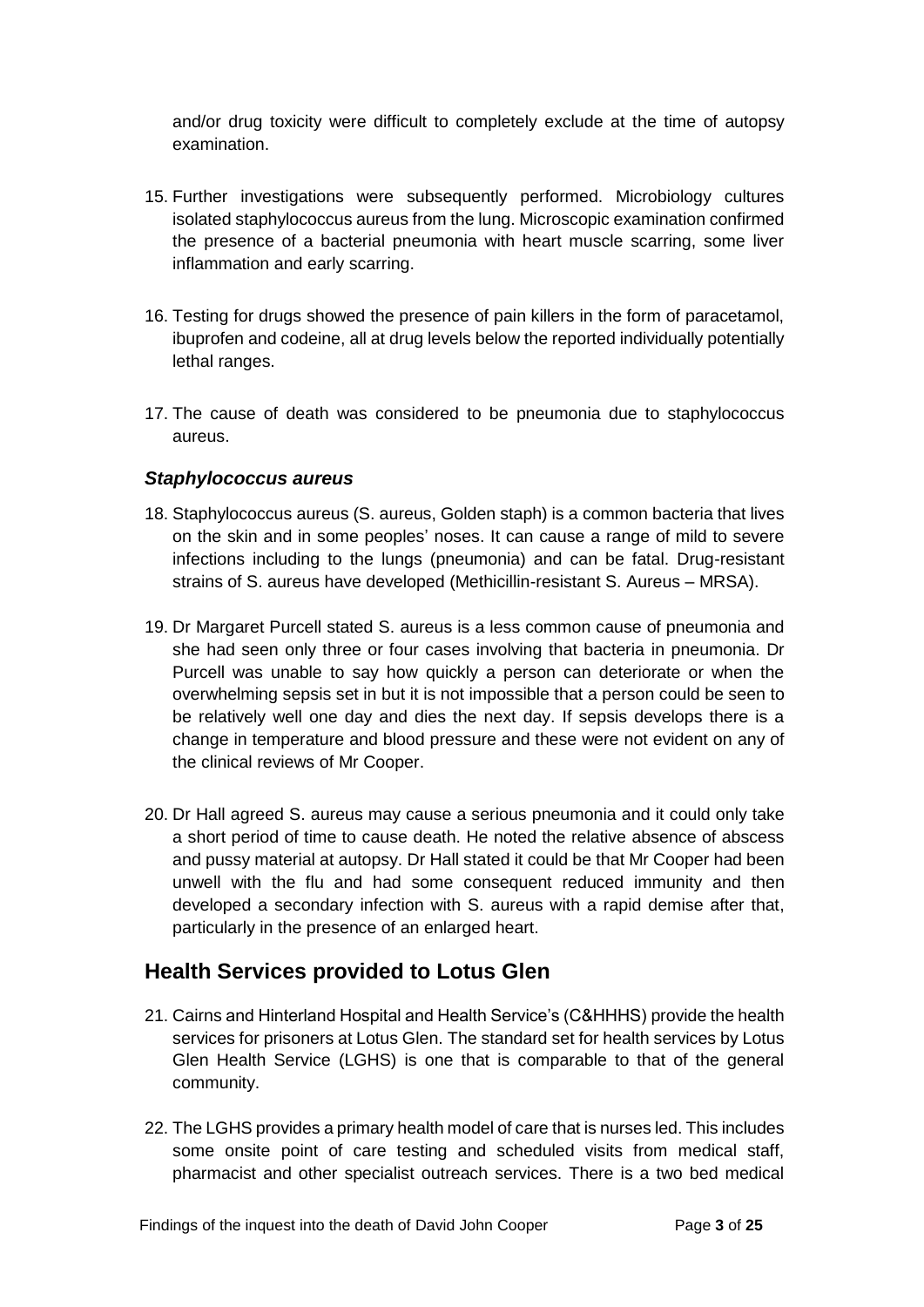and/or drug toxicity were difficult to completely exclude at the time of autopsy examination.

15. Further investigations were subsequently performed. Microbiology cultures isolated staphylococcus aureus from the lung. Microscopic examination confirmed the presence of a bacterial pneumonia with heart muscle scarring, some liver inflammation and early scarring.

16. Testing for drugs showed the presence of pain killers in the form of paracetamol, ibuprofen and codeine, all at drug levels below the reported individually potentially lethal ranges.

17. The cause of death was considered to be pneumonia due to staphylococcus aureus.

### *Staphylococcus aureus*

18. Staphylococcus aureus (S. aureus, Golden staph) is a common bacteria that lives on the skin and in some peoples' noses. It can cause a range of mild to severe infections including to the lungs (pneumonia) and can be fatal. Drug-resistant strains of S. aureus have developed (Methicillin-resistant S. Aureus – MRSA).

19. Dr Margaret Purcell stated S. aureus is a less common cause of pneumonia and she had seen only three or four cases involving that bacteria in pneumonia. Dr Purcell was unable to say how quickly a person can deteriorate or when the overwhelming sepsis set in but it is not impossible that a person could be seen to be relatively well one day and dies the next day. If sepsis develops there is a change in temperature and blood pressure and these were not evident on any of the clinical reviews of Mr Cooper.

20. Dr Hall agreed S. aureus may cause a serious pneumonia and it could only take a short period of time to cause death. He noted the relative absence of abscess and pussy material at autopsy. Dr Hall stated it could be that Mr Cooper had been unwell with the flu and had some consequent reduced immunity and then developed a secondary infection with S. aureus with a rapid demise after that, particularly in the presence of an enlarged heart.

## Health Services provided to Lotus Glen

21. Cairns and Hinterland Hospital and Health Service's (C&HHHS) provide the health services for prisoners at Lotus Glen. The standard set for health services by Lotus Glen Health Service (LGHS) is one that is comparable to that of the general community.

22. The LGHS provides a primary health model of care that is nurses led. This includes some onsite point of care testing and scheduled visits from medical staff, pharmacist and other specialist outreach services. There is a two bed medical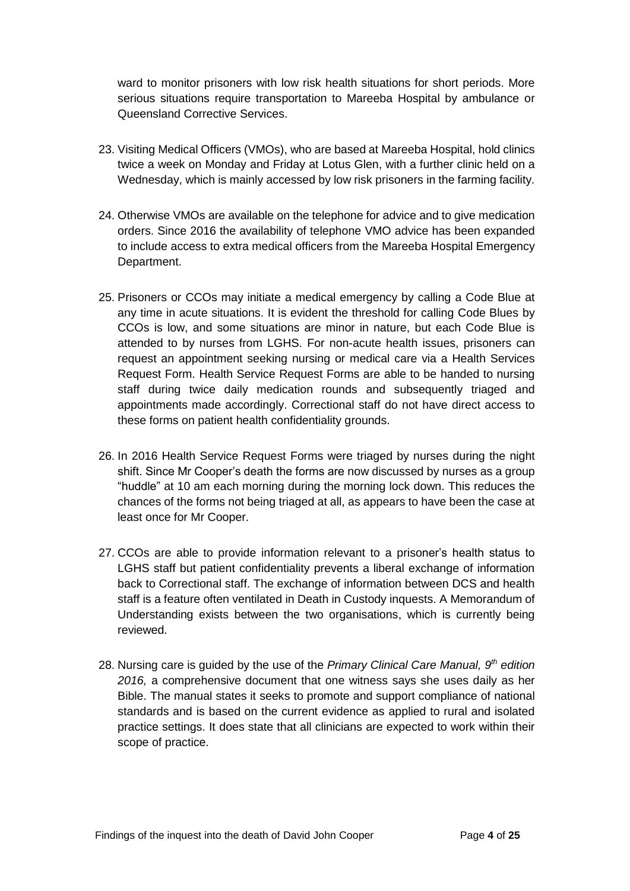ward to monitor prisoners with low risk health situations for short periods. More serious situations require transportation to Mareeba Hospital by ambulance or Queensland Corrective Services.

23. Visiting Medical Officers (VMOs), who are based at Mareeba Hospital, hold clinics twice a week on Monday and Friday at Lotus Glen, with a further clinic held on a Wednesday, which is mainly accessed by low risk prisoners in the farming facility.

24. Otherwise VMOs are available on the telephone for advice and to give medication orders. Since 2016 the availability of telephone VMO advice has been expanded to include access to extra medical officers from the Mareeba Hospital Emergency Department.

25. Prisoners or CCOs may initiate a medical emergency by calling a Code Blue at any time in acute situations. It is evident the threshold for calling Code Blues by CCOs is low, and some situations are minor in nature, but each Code Blue is attended to by nurses from LGHS. For non-acute health issues, prisoners can request an appointment seeking nursing or medical care via a Health Services Request Form. Health Service Request Forms are able to be handed to nursing staff during twice daily medication rounds and subsequently triaged and appointments made accordingly. Correctional staff do not have direct access to these forms on patient health confidentiality grounds.

26. In 2016 Health Service Request Forms were triaged by nurses during the night shift. Since Mr Cooper's death the forms are now discussed by nurses as a group "huddle" at 10 am each morning during the morning lock down. This reduces the chances of the forms not being triaged at all, as appears to have been the case at least once for Mr Cooper.

27. CCOs are able to provide information relevant to a prisoner's health status to LGHS staff but patient confidentiality prevents a liberal exchange of information back to Correctional staff. The exchange of information between DCS and health staff is a feature often ventilated in Death in Custody inquests. A Memorandum of Understanding exists between the two organisations, which is currently being reviewed.

28. Nursing care is guided by the use of the *Primary Clinical Care Manual, 9th edition 2016,* a comprehensive document that one witness says she uses daily as her Bible. The manual states it seeks to promote and support compliance of national standards and is based on the current evidence as applied to rural and isolated practice settings. It does state that all clinicians are expected to work within their scope of practice.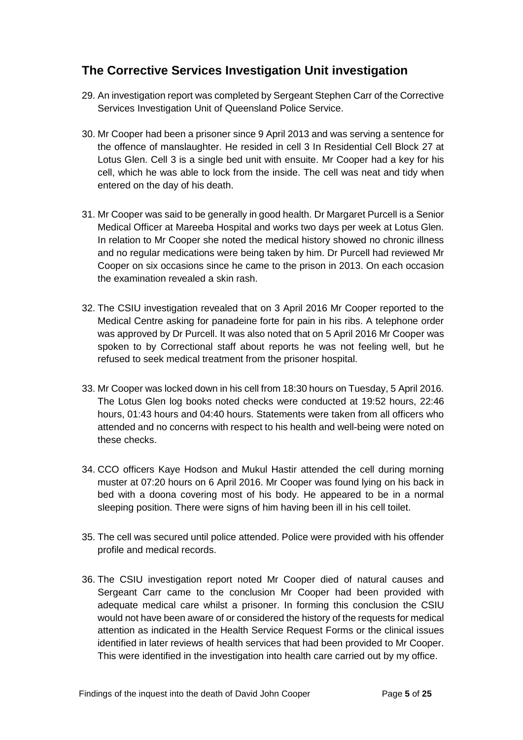## The Corrective Services Investigation Unit investigation

29. An investigation report was completed by Sergeant Stephen Carr of the Corrective Services Investigation Unit of Queensland Police Service.

30. Mr Cooper had been a prisoner since 9 April 2013 and was serving a sentence for the offence of manslaughter. He resided in cell 3 In Residential Cell Block 27 at Lotus Glen. Cell 3 is a single bed unit with ensuite. Mr Cooper had a key for his cell, which he was able to lock from the inside. The cell was neat and tidy when entered on the day of his death.

31. Mr Cooper was said to be generally in good health. Dr Margaret Purcell is a Senior Medical Officer at Mareeba Hospital and works two days per week at Lotus Glen. In relation to Mr Cooper she noted the medical history showed no chronic illness and no regular medications were being taken by him. Dr Purcell had reviewed Mr Cooper on six occasions since he came to the prison in 2013. On each occasion the examination revealed a skin rash.

32. The CSIU investigation revealed that on 3 April 2016 Mr Cooper reported to the Medical Centre asking for panadeine forte for pain in his ribs. A telephone order was approved by Dr Purcell. It was also noted that on 5 April 2016 Mr Cooper was spoken to by Correctional staff about reports he was not feeling well, but he refused to seek medical treatment from the prisoner hospital.

33. Mr Cooper was locked down in his cell from 18:30 hours on Tuesday, 5 April 2016. The Lotus Glen log books noted checks were conducted at 19:52 hours, 22:46 hours, 01:43 hours and 04:40 hours. Statements were taken from all officers who attended and no concerns with respect to his health and well-being were noted on these checks.

34. CCO officers Kaye Hodson and Mukul Hastir attended the cell during morning muster at 07:20 hours on 6 April 2016. Mr Cooper was found lying on his back in bed with a doona covering most of his body. He appeared to be in a normal sleeping position. There were signs of him having been ill in his cell toilet.

35. The cell was secured until police attended. Police were provided with his offender profile and medical records.

36. The CSIU investigation report noted Mr Cooper died of natural causes and Sergeant Carr came to the conclusion Mr Cooper had been provided with adequate medical care whilst a prisoner. In forming this conclusion the CSIU would not have been aware of or considered the history of the requests for medical attention as indicated in the Health Service Request Forms or the clinical issues identified in later reviews of health services that had been provided to Mr Cooper. This were identified in the investigation into health care carried out by my office.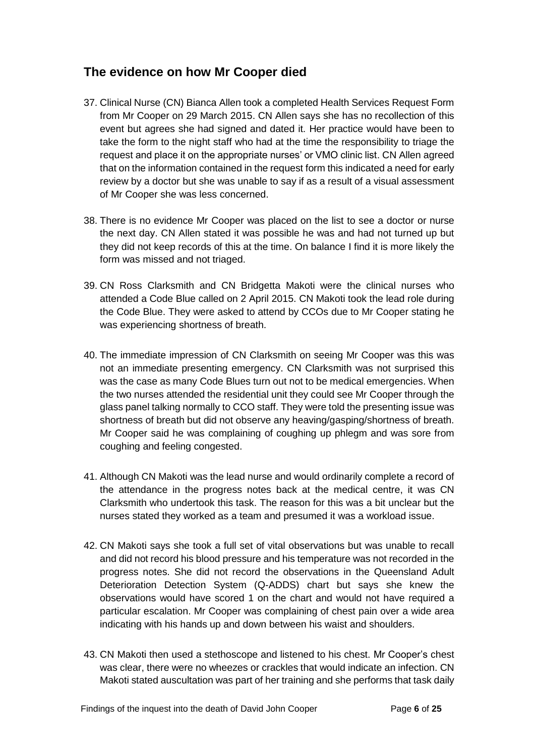## The evidence on how Mr Cooper died

37. Clinical Nurse (CN) Bianca Allen took a completed Health Services Request Form from Mr Cooper on 29 March 2015. CN Allen says she has no recollection of this event but agrees she had signed and dated it. Her practice would have been to take the form to the night staff who had at the time the responsibility to triage the request and place it on the appropriate nurses' or VMO clinic list. CN Allen agreed that on the information contained in the request form this indicated a need for early review by a doctor but she was unable to say if as a result of a visual assessment of Mr Cooper she was less concerned.

38. There is no evidence Mr Cooper was placed on the list to see a doctor or nurse the next day. CN Allen stated it was possible he was and had not turned up but they did not keep records of this at the time. On balance I find it is more likely the form was missed and not triaged.

39. CN Ross Clarksmith and CN Bridgetta Makoti were the clinical nurses who attended a Code Blue called on 2 April 2015. CN Makoti took the lead role during the Code Blue. They were asked to attend by CCOs due to Mr Cooper stating he was experiencing shortness of breath.

40. The immediate impression of CN Clarksmith on seeing Mr Cooper was this was not an immediate presenting emergency. CN Clarksmith was not surprised this was the case as many Code Blues turn out not to be medical emergencies. When the two nurses attended the residential unit they could see Mr Cooper through the glass panel talking normally to CCO staff. They were told the presenting issue was shortness of breath but did not observe any heaving/gasping/shortness of breath. Mr Cooper said he was complaining of coughing up phlegm and was sore from coughing and feeling congested.

41. Although CN Makoti was the lead nurse and would ordinarily complete a record of the attendance in the progress notes back at the medical centre, it was CN Clarksmith who undertook this task. The reason for this was a bit unclear but the nurses stated they worked as a team and presumed it was a workload issue.

42. CN Makoti says she took a full set of vital observations but was unable to recall and did not record his blood pressure and his temperature was not recorded in the progress notes. She did not record the observations in the Queensland Adult Deterioration Detection System (Q-ADDS) chart but says she knew the observations would have scored 1 on the chart and would not have required a particular escalation. Mr Cooper was complaining of chest pain over a wide area indicating with his hands up and down between his waist and shoulders.

43. CN Makoti then used a stethoscope and listened to his chest. Mr Cooper's chest was clear, there were no wheezes or crackles that would indicate an infection. CN Makoti stated auscultation was part of her training and she performs that task daily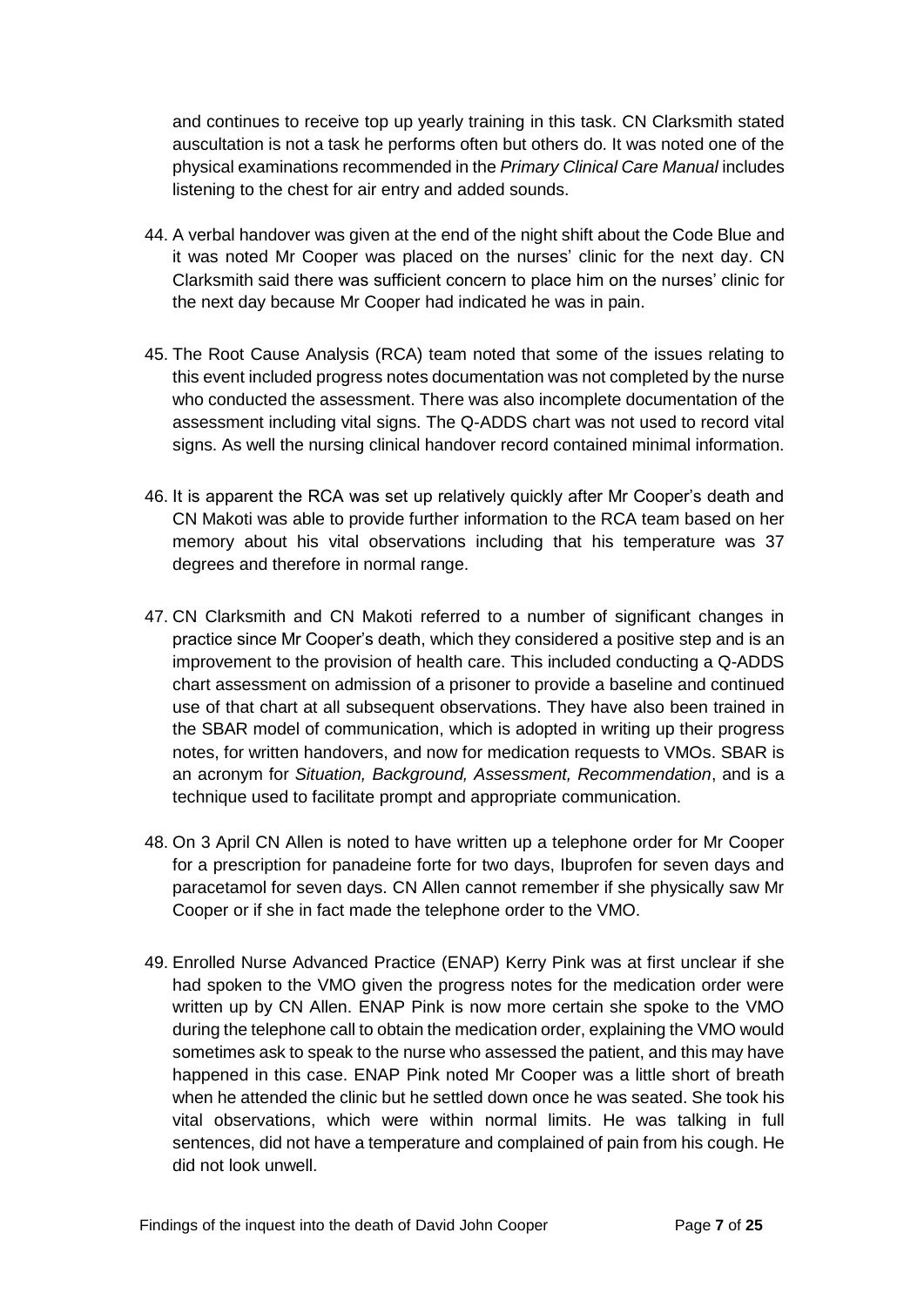and continues to receive top up yearly training in this task. CN Clarksmith stated auscultation is not a task he performs often but others do. It was noted one of the physical examinations recommended in the *Primary Clinical Care Manual* includes listening to the chest for air entry and added sounds.

44. A verbal handover was given at the end of the night shift about the Code Blue and it was noted Mr Cooper was placed on the nurses' clinic for the next day. CN Clarksmith said there was sufficient concern to place him on the nurses' clinic for the next day because Mr Cooper had indicated he was in pain.

45. The Root Cause Analysis (RCA) team noted that some of the issues relating to this event included progress notes documentation was not completed by the nurse who conducted the assessment. There was also incomplete documentation of the assessment including vital signs. The Q-ADDS chart was not used to record vital signs. As well the nursing clinical handover record contained minimal information.

46. It is apparent the RCA was set up relatively quickly after Mr Cooper's death and CN Makoti was able to provide further information to the RCA team based on her memory about his vital observations including that his temperature was 37 degrees and therefore in normal range.

47. CN Clarksmith and CN Makoti referred to a number of significant changes in practice since Mr Cooper's death, which they considered a positive step and is an improvement to the provision of health care. This included conducting a Q-ADDS chart assessment on admission of a prisoner to provide a baseline and continued use of that chart at all subsequent observations. They have also been trained in the SBAR model of communication, which is adopted in writing up their progress notes, for written handovers, and now for medication requests to VMOs. SBAR is an acronym for *Situation, Background, Assessment, Recommendation*, and is a technique used to facilitate prompt and appropriate communication.

48. On 3 April CN Allen is noted to have written up a telephone order for Mr Cooper for a prescription for panadeine forte for two days, Ibuprofen for seven days and paracetamol for seven days. CN Allen cannot remember if she physically saw Mr Cooper or if she in fact made the telephone order to the VMO.

49. Enrolled Nurse Advanced Practice (ENAP) Kerry Pink was at first unclear if she had spoken to the VMO given the progress notes for the medication order were written up by CN Allen. ENAP Pink is now more certain she spoke to the VMO during the telephone call to obtain the medication order, explaining the VMO would sometimes ask to speak to the nurse who assessed the patient, and this may have happened in this case. ENAP Pink noted Mr Cooper was a little short of breath when he attended the clinic but he settled down once he was seated. She took his vital observations, which were within normal limits. He was talking in full sentences, did not have a temperature and complained of pain from his cough. He did not look unwell.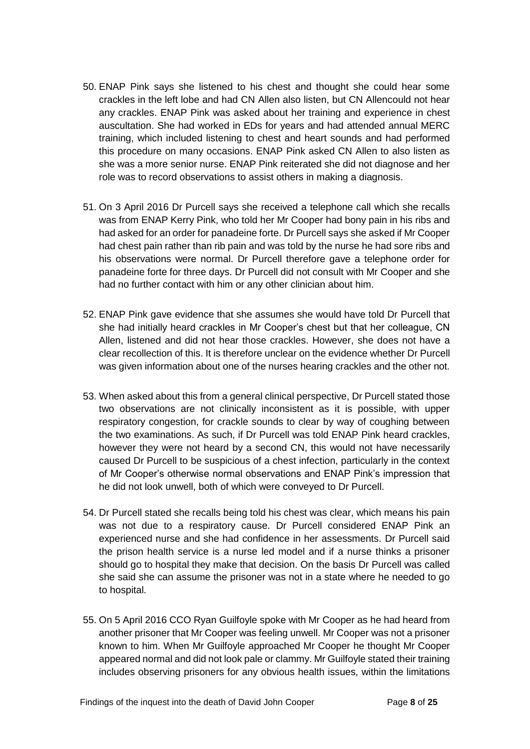50. ENAP Pink says she listened to his chest and thought she could hear some crackles in the left lobe and had CN Allen also listen, but CN Allencould not hear any crackles. ENAP Pink was asked about her training and experience in chest auscultation. She had worked in EDs for years and had attended annual MERC training, which included listening to chest and heart sounds and had performed this procedure on many occasions. ENAP Pink asked CN Allen to also listen as she was a more senior nurse. ENAP Pink reiterated she did not diagnose and her role was to record observations to assist others in making a diagnosis.

51. On 3 April 2016 Dr Purcell says she received a telephone call which she recalls was from ENAP Kerry Pink, who told her Mr Cooper had bony pain in his ribs and had asked for an order for panadeine forte. Dr Purcell says she asked if Mr Cooper had chest pain rather than rib pain and was told by the nurse he had sore ribs and his observations were normal. Dr Purcell therefore gave a telephone order for panadeine forte for three days. Dr Purcell did not consult with Mr Cooper and she had no further contact with him or any other clinician about him.

52. ENAP Pink gave evidence that she assumes she would have told Dr Purcell that she had initially heard crackles in Mr Cooper's chest but that her colleague, CN Allen, listened and did not hear those crackles. However, she does not have a clear recollection of this. It is therefore unclear on the evidence whether Dr Purcell was given information about one of the nurses hearing crackles and the other not.

53. When asked about this from a general clinical perspective, Dr Purcell stated those two observations are not clinically inconsistent as it is possible, with upper respiratory congestion, for crackle sounds to clear by way of coughing between the two examinations. As such, if Dr Purcell was told ENAP Pink heard crackles, however they were not heard by a second CN, this would not have necessarily caused Dr Purcell to be suspicious of a chest infection, particularly in the context of Mr Cooper's otherwise normal observations and ENAP Pink's impression that he did not look unwell, both of which were conveyed to Dr Purcell.

54. Dr Purcell stated she recalls being told his chest was clear, which means his pain was not due to a respiratory cause. Dr Purcell considered ENAP Pink an experienced nurse and she had confidence in her assessments. Dr Purcell said the prison health service is a nurse led model and if a nurse thinks a prisoner should go to hospital they make that decision. On the basis Dr Purcell was called she said she can assume the prisoner was not in a state where he needed to go to hospital.

55. On 5 April 2016 CCO Ryan Guilfoyle spoke with Mr Cooper as he had heard from another prisoner that Mr Cooper was feeling unwell. Mr Cooper was not a prisoner known to him. When Mr Guilfoyle approached Mr Cooper he thought Mr Cooper appeared normal and did not look pale or clammy. Mr Guilfoyle stated their training includes observing prisoners for any obvious health issues, within the limitations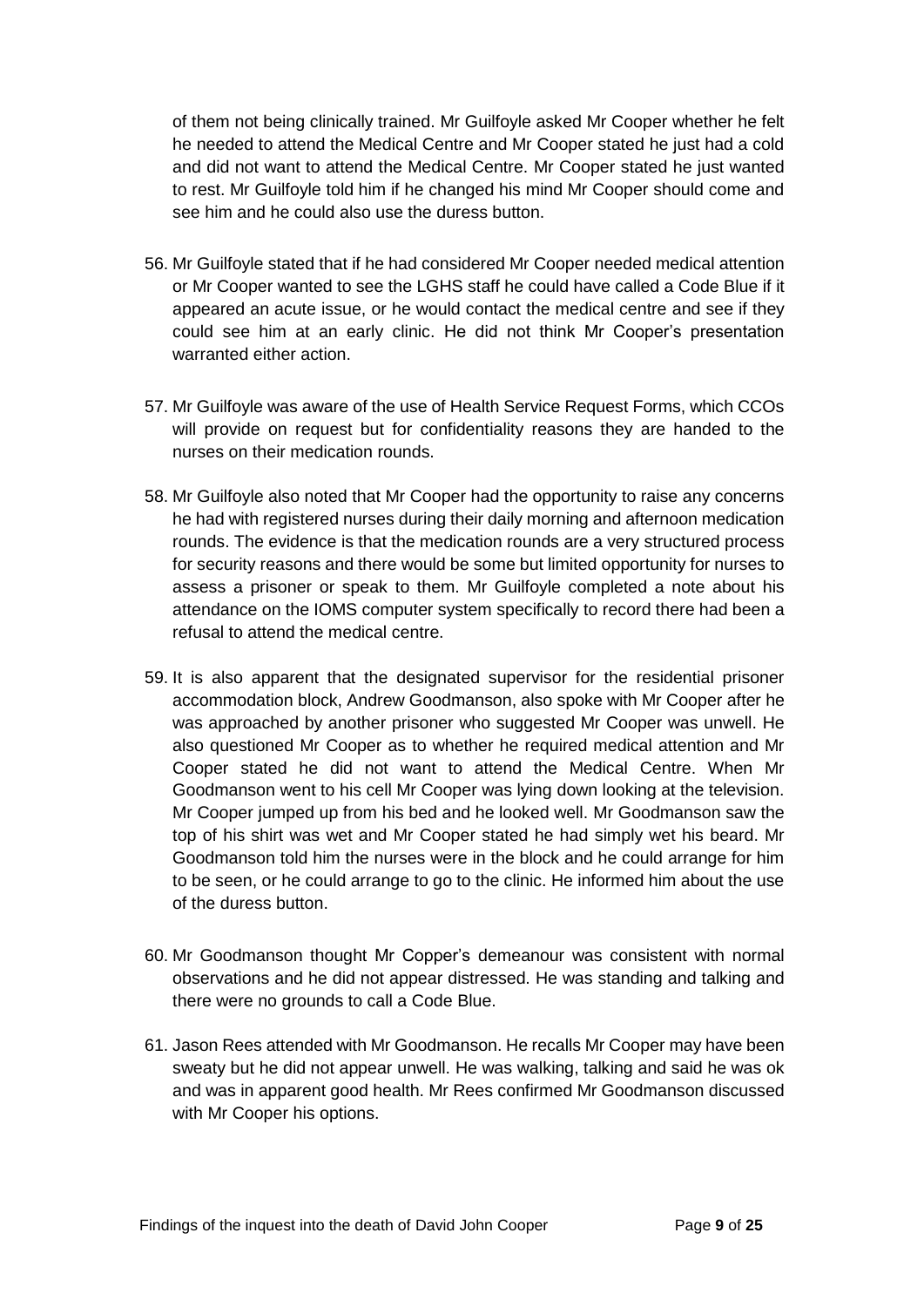of them not being clinically trained. Mr Guilfoyle asked Mr Cooper whether he felt he needed to attend the Medical Centre and Mr Cooper stated he just had a cold and did not want to attend the Medical Centre. Mr Cooper stated he just wanted to rest. Mr Guilfoyle told him if he changed his mind Mr Cooper should come and see him and he could also use the duress button.

56. Mr Guilfoyle stated that if he had considered Mr Cooper needed medical attention or Mr Cooper wanted to see the LGHS staff he could have called a Code Blue if it appeared an acute issue, or he would contact the medical centre and see if they could see him at an early clinic. He did not think Mr Cooper's presentation warranted either action.

57. Mr Guilfoyle was aware of the use of Health Service Request Forms, which CCOs will provide on request but for confidentiality reasons they are handed to the nurses on their medication rounds.

58. Mr Guilfoyle also noted that Mr Cooper had the opportunity to raise any concerns he had with registered nurses during their daily morning and afternoon medication rounds. The evidence is that the medication rounds are a very structured process for security reasons and there would be some but limited opportunity for nurses to assess a prisoner or speak to them. Mr Guilfoyle completed a note about his attendance on the IOMS computer system specifically to record there had been a refusal to attend the medical centre.

59. It is also apparent that the designated supervisor for the residential prisoner accommodation block, Andrew Goodmanson, also spoke with Mr Cooper after he was approached by another prisoner who suggested Mr Cooper was unwell. He also questioned Mr Cooper as to whether he required medical attention and Mr Cooper stated he did not want to attend the Medical Centre. When Mr Goodmanson went to his cell Mr Cooper was lying down looking at the television. Mr Cooper jumped up from his bed and he looked well. Mr Goodmanson saw the top of his shirt was wet and Mr Cooper stated he had simply wet his beard. Mr Goodmanson told him the nurses were in the block and he could arrange for him to be seen, or he could arrange to go to the clinic. He informed him about the use of the duress button.

60. Mr Goodmanson thought Mr Copper's demeanour was consistent with normal observations and he did not appear distressed. He was standing and talking and there were no grounds to call a Code Blue.

61. Jason Rees attended with Mr Goodmanson. He recalls Mr Cooper may have been sweaty but he did not appear unwell. He was walking, talking and said he was ok and was in apparent good health. Mr Rees confirmed Mr Goodmanson discussed with Mr Cooper his options.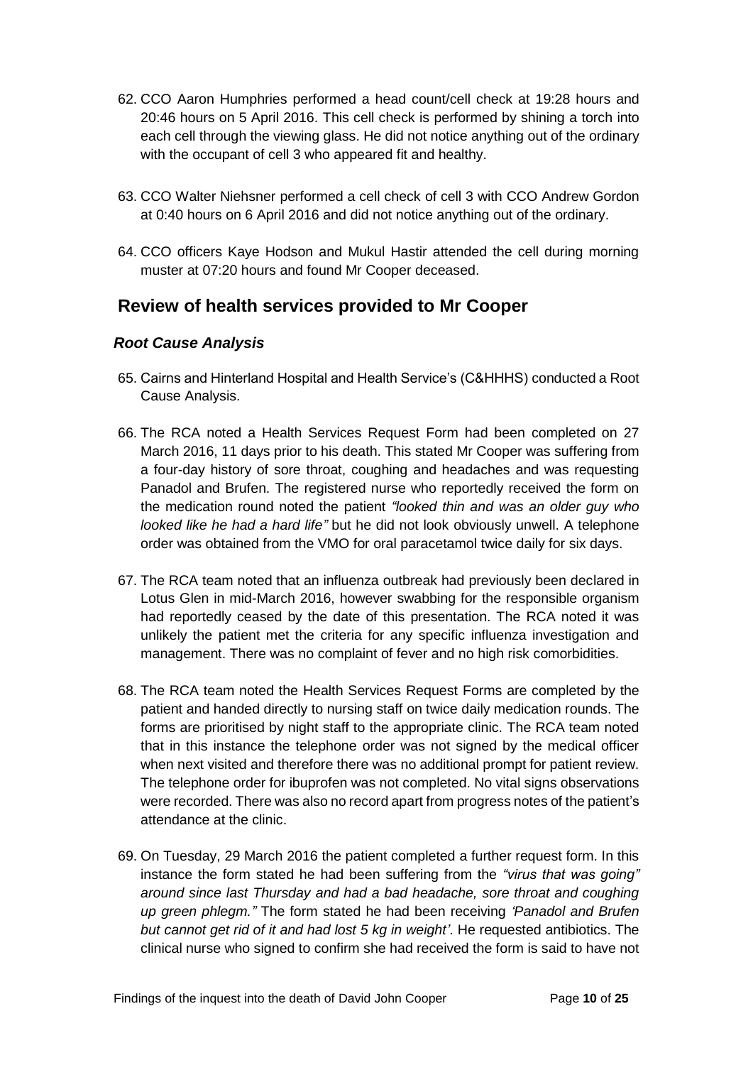62. CCO Aaron Humphries performed a head count/cell check at 19:28 hours and 20:46 hours on 5 April 2016. This cell check is performed by shining a torch into each cell through the viewing glass. He did not notice anything out of the ordinary with the occupant of cell 3 who appeared fit and healthy.

63. CCO Walter Niehsner performed a cell check of cell 3 with CCO Andrew Gordon at 0:40 hours on 6 April 2016 and did not notice anything out of the ordinary.

64. CCO officers Kaye Hodson and Mukul Hastir attended the cell during morning muster at 07:20 hours and found Mr Cooper deceased.

## Review of health services provided to Mr Cooper

### *Root Cause Analysis*

65. Cairns and Hinterland Hospital and Health Service's (C&HHHS) conducted a Root Cause Analysis.

66. The RCA noted a Health Services Request Form had been completed on 27 March 2016, 11 days prior to his death. This stated Mr Cooper was suffering from a four-day history of sore throat, coughing and headaches and was requesting Panadol and Brufen. The registered nurse who reportedly received the form on the medication round noted the patient *"looked thin and was an older guy who looked like he had a hard life"* but he did not look obviously unwell. A telephone order was obtained from the VMO for oral paracetamol twice daily for six days.

67. The RCA team noted that an influenza outbreak had previously been declared in Lotus Glen in mid-March 2016, however swabbing for the responsible organism had reportedly ceased by the date of this presentation. The RCA noted it was unlikely the patient met the criteria for any specific influenza investigation and management. There was no complaint of fever and no high risk comorbidities.

68. The RCA team noted the Health Services Request Forms are completed by the patient and handed directly to nursing staff on twice daily medication rounds. The forms are prioritised by night staff to the appropriate clinic. The RCA team noted that in this instance the telephone order was not signed by the medical officer when next visited and therefore there was no additional prompt for patient review. The telephone order for ibuprofen was not completed. No vital signs observations were recorded. There was also no record apart from progress notes of the patient's attendance at the clinic.

69. On Tuesday, 29 March 2016 the patient completed a further request form. In this instance the form stated he had been suffering from the *"virus that was going" around since last Thursday and had a bad headache, sore throat and coughing up green phlegm."* The form stated he had been receiving *'Panadol and Brufen but cannot get rid of it and had lost 5 kg in weight'*. He requested antibiotics. The clinical nurse who signed to confirm she had received the form is said to have not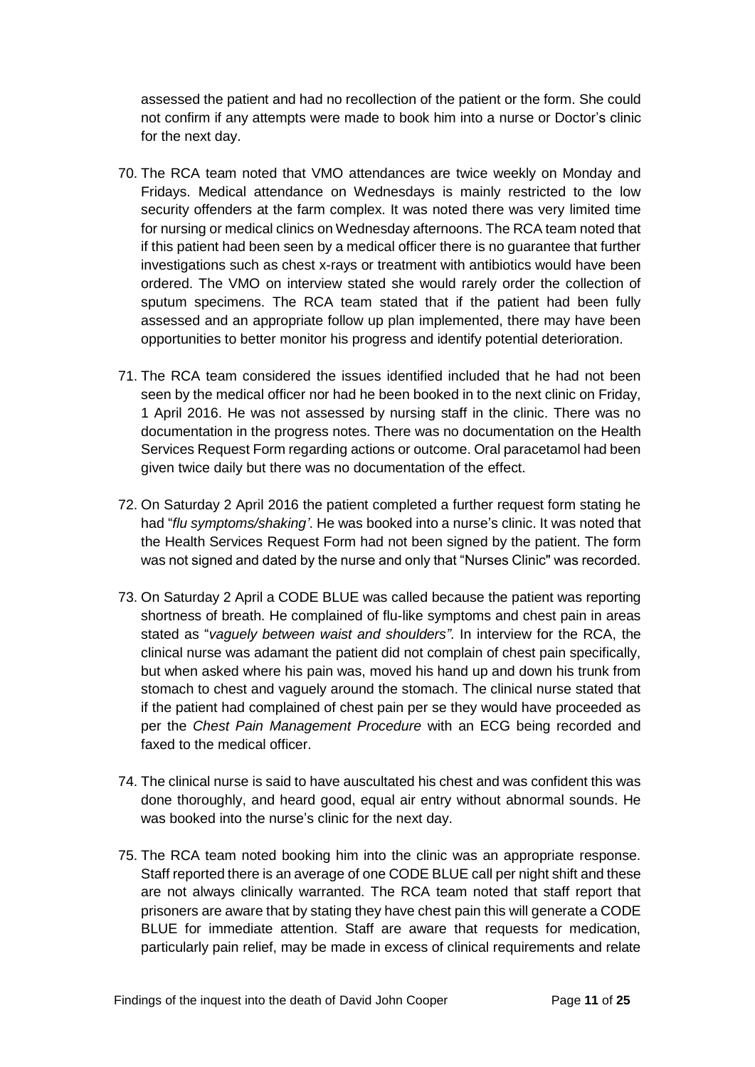assessed the patient and had no recollection of the patient or the form. She could not confirm if any attempts were made to book him into a nurse or Doctor's clinic for the next day.

70. The RCA team noted that VMO attendances are twice weekly on Monday and Fridays. Medical attendance on Wednesdays is mainly restricted to the low security offenders at the farm complex. It was noted there was very limited time for nursing or medical clinics on Wednesday afternoons. The RCA team noted that if this patient had been seen by a medical officer there is no guarantee that further investigations such as chest x-rays or treatment with antibiotics would have been ordered. The VMO on interview stated she would rarely order the collection of sputum specimens. The RCA team stated that if the patient had been fully assessed and an appropriate follow up plan implemented, there may have been opportunities to better monitor his progress and identify potential deterioration.

71. The RCA team considered the issues identified included that he had not been seen by the medical officer nor had he been booked in to the next clinic on Friday, 1 April 2016. He was not assessed by nursing staff in the clinic. There was no documentation in the progress notes. There was no documentation on the Health Services Request Form regarding actions or outcome. Oral paracetamol had been given twice daily but there was no documentation of the effect.

72. On Saturday 2 April 2016 the patient completed a further request form stating he had "*flu symptoms/shaking'*. He was booked into a nurse's clinic. It was noted that the Health Services Request Form had not been signed by the patient. The form was not signed and dated by the nurse and only that "Nurses Clinic" was recorded.

73. On Saturday 2 April a CODE BLUE was called because the patient was reporting shortness of breath. He complained of flu-like symptoms and chest pain in areas stated as "*vaguely between waist and shoulders"*. In interview for the RCA, the clinical nurse was adamant the patient did not complain of chest pain specifically, but when asked where his pain was, moved his hand up and down his trunk from stomach to chest and vaguely around the stomach. The clinical nurse stated that if the patient had complained of chest pain per se they would have proceeded as per the *Chest Pain Management Procedure* with an ECG being recorded and faxed to the medical officer.

74. The clinical nurse is said to have auscultated his chest and was confident this was done thoroughly, and heard good, equal air entry without abnormal sounds. He was booked into the nurse's clinic for the next day.

75. The RCA team noted booking him into the clinic was an appropriate response. Staff reported there is an average of one CODE BLUE call per night shift and these are not always clinically warranted. The RCA team noted that staff report that prisoners are aware that by stating they have chest pain this will generate a CODE BLUE for immediate attention. Staff are aware that requests for medication, particularly pain relief, may be made in excess of clinical requirements and relate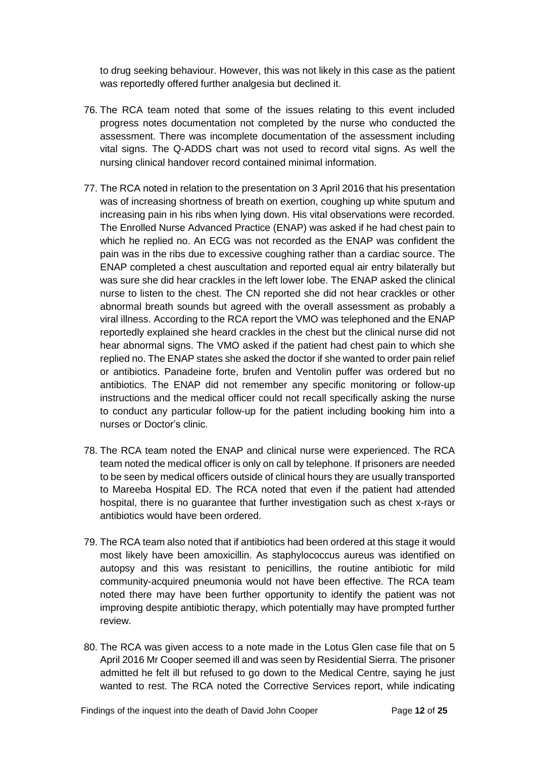to drug seeking behaviour. However, this was not likely in this case as the patient was reportedly offered further analgesia but declined it.

76. The RCA team noted that some of the issues relating to this event included progress notes documentation not completed by the nurse who conducted the assessment. There was incomplete documentation of the assessment including vital signs. The Q-ADDS chart was not used to record vital signs. As well the nursing clinical handover record contained minimal information.

77. The RCA noted in relation to the presentation on 3 April 2016 that his presentation was of increasing shortness of breath on exertion, coughing up white sputum and increasing pain in his ribs when lying down. His vital observations were recorded. The Enrolled Nurse Advanced Practice (ENAP) was asked if he had chest pain to which he replied no. An ECG was not recorded as the ENAP was confident the pain was in the ribs due to excessive coughing rather than a cardiac source. The ENAP completed a chest auscultation and reported equal air entry bilaterally but was sure she did hear crackles in the left lower lobe. The ENAP asked the clinical nurse to listen to the chest. The CN reported she did not hear crackles or other abnormal breath sounds but agreed with the overall assessment as probably a viral illness. According to the RCA report the VMO was telephoned and the ENAP reportedly explained she heard crackles in the chest but the clinical nurse did not hear abnormal signs. The VMO asked if the patient had chest pain to which she replied no. The ENAP states she asked the doctor if she wanted to order pain relief or antibiotics. Panadeine forte, brufen and Ventolin puffer was ordered but no antibiotics. The ENAP did not remember any specific monitoring or follow-up instructions and the medical officer could not recall specifically asking the nurse to conduct any particular follow-up for the patient including booking him into a nurses or Doctor's clinic.

78. The RCA team noted the ENAP and clinical nurse were experienced. The RCA team noted the medical officer is only on call by telephone. If prisoners are needed to be seen by medical officers outside of clinical hours they are usually transported to Mareeba Hospital ED. The RCA noted that even if the patient had attended hospital, there is no guarantee that further investigation such as chest x-rays or antibiotics would have been ordered.

79. The RCA team also noted that if antibiotics had been ordered at this stage it would most likely have been amoxicillin. As staphylococcus aureus was identified on autopsy and this was resistant to penicillins, the routine antibiotic for mild community-acquired pneumonia would not have been effective. The RCA team noted there may have been further opportunity to identify the patient was not improving despite antibiotic therapy, which potentially may have prompted further review.

80. The RCA was given access to a note made in the Lotus Glen case file that on 5 April 2016 Mr Cooper seemed ill and was seen by Residential Sierra. The prisoner admitted he felt ill but refused to go down to the Medical Centre, saying he just wanted to rest. The RCA noted the Corrective Services report, while indicating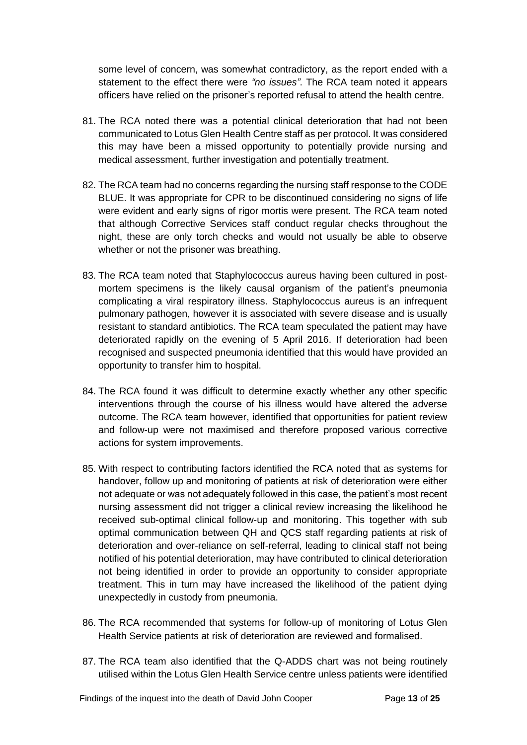some level of concern, was somewhat contradictory, as the report ended with a statement to the effect there were *"no issues"*. The RCA team noted it appears officers have relied on the prisoner's reported refusal to attend the health centre.

81. The RCA noted there was a potential clinical deterioration that had not been communicated to Lotus Glen Health Centre staff as per protocol. It was considered this may have been a missed opportunity to potentially provide nursing and medical assessment, further investigation and potentially treatment.

82. The RCA team had no concerns regarding the nursing staff response to the CODE BLUE. It was appropriate for CPR to be discontinued considering no signs of life were evident and early signs of rigor mortis were present. The RCA team noted that although Corrective Services staff conduct regular checks throughout the night, these are only torch checks and would not usually be able to observe whether or not the prisoner was breathing.

83. The RCA team noted that Staphylococcus aureus having been cultured in post-mortem specimens is the likely causal organism of the patient's pneumonia complicating a viral respiratory illness. Staphylococcus aureus is an infrequent pulmonary pathogen, however it is associated with severe disease and is usually resistant to standard antibiotics. The RCA team speculated the patient may have deteriorated rapidly on the evening of 5 April 2016. If deterioration had been recognised and suspected pneumonia identified that this would have provided an opportunity to transfer him to hospital.

84. The RCA found it was difficult to determine exactly whether any other specific interventions through the course of his illness would have altered the adverse outcome. The RCA team however, identified that opportunities for patient review and follow-up were not maximised and therefore proposed various corrective actions for system improvements.

85. With respect to contributing factors identified the RCA noted that as systems for handover, follow up and monitoring of patients at risk of deterioration were either not adequate or was not adequately followed in this case, the patient's most recent nursing assessment did not trigger a clinical review increasing the likelihood he received sub-optimal clinical follow-up and monitoring. This together with sub optimal communication between QH and QCS staff regarding patients at risk of deterioration and over-reliance on self-referral, leading to clinical staff not being notified of his potential deterioration, may have contributed to clinical deterioration not being identified in order to provide an opportunity to consider appropriate treatment. This in turn may have increased the likelihood of the patient dying unexpectedly in custody from pneumonia.

86. The RCA recommended that systems for follow-up of monitoring of Lotus Glen Health Service patients at risk of deterioration are reviewed and formalised.

87. The RCA team also identified that the Q-ADDS chart was not being routinely utilised within the Lotus Glen Health Service centre unless patients were identified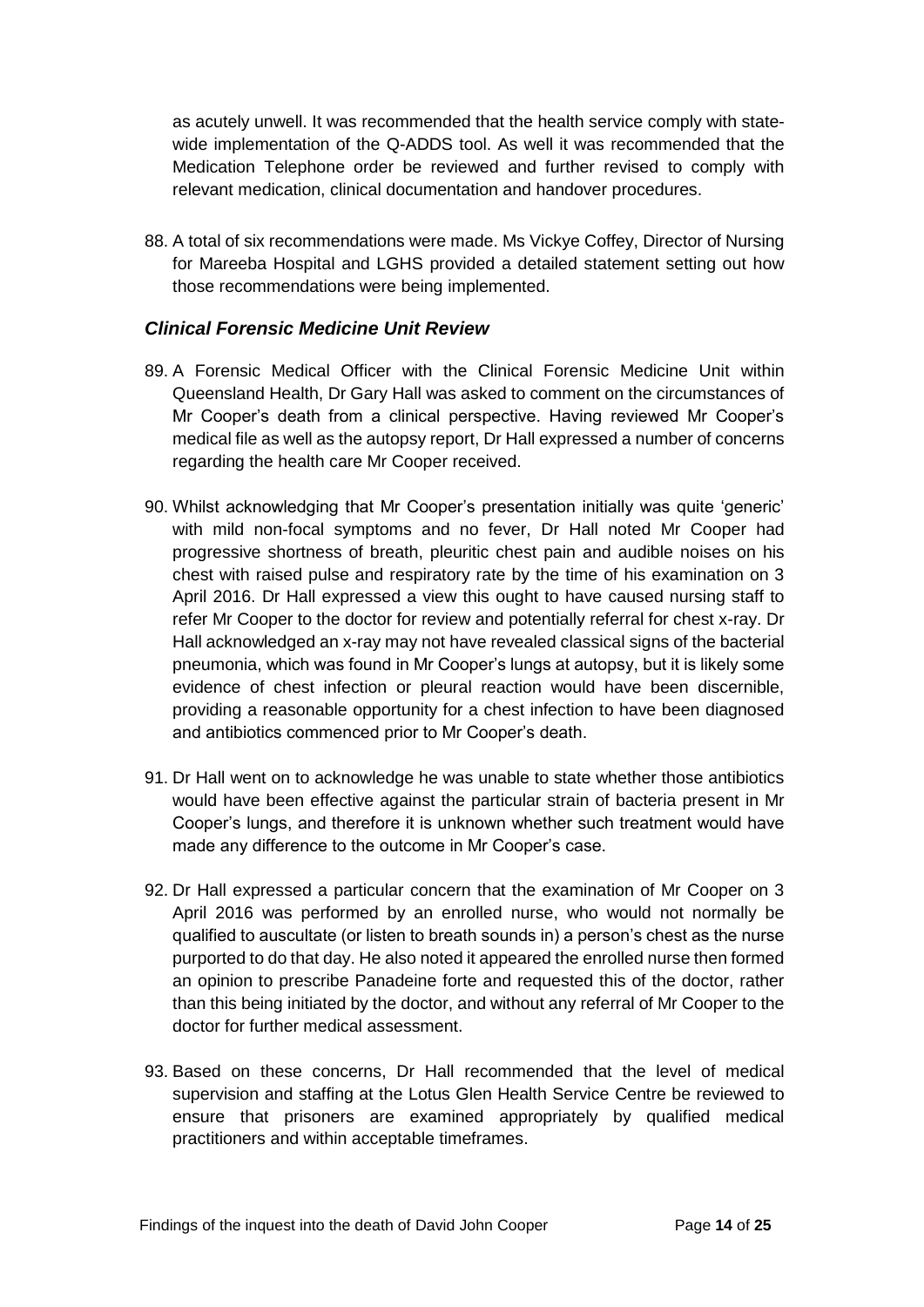as acutely unwell. It was recommended that the health service comply with state-wide implementation of the Q-ADDS tool. As well it was recommended that the Medication Telephone order be reviewed and further revised to comply with relevant medication, clinical documentation and handover procedures.

88. A total of six recommendations were made. Ms Vickye Coffey, Director of Nursing for Mareeba Hospital and LGHS provided a detailed statement setting out how those recommendations were being implemented.

### *Clinical Forensic Medicine Unit Review*

89. A Forensic Medical Officer with the Clinical Forensic Medicine Unit within Queensland Health, Dr Gary Hall was asked to comment on the circumstances of Mr Cooper's death from a clinical perspective. Having reviewed Mr Cooper's medical file as well as the autopsy report, Dr Hall expressed a number of concerns regarding the health care Mr Cooper received.

90. Whilst acknowledging that Mr Cooper's presentation initially was quite 'generic' with mild non-focal symptoms and no fever, Dr Hall noted Mr Cooper had progressive shortness of breath, pleuritic chest pain and audible noises on his chest with raised pulse and respiratory rate by the time of his examination on 3 April 2016. Dr Hall expressed a view this ought to have caused nursing staff to refer Mr Cooper to the doctor for review and potentially referral for chest x-ray. Dr Hall acknowledged an x-ray may not have revealed classical signs of the bacterial pneumonia, which was found in Mr Cooper's lungs at autopsy, but it is likely some evidence of chest infection or pleural reaction would have been discernible, providing a reasonable opportunity for a chest infection to have been diagnosed and antibiotics commenced prior to Mr Cooper's death.

91. Dr Hall went on to acknowledge he was unable to state whether those antibiotics would have been effective against the particular strain of bacteria present in Mr Cooper's lungs, and therefore it is unknown whether such treatment would have made any difference to the outcome in Mr Cooper's case.

92. Dr Hall expressed a particular concern that the examination of Mr Cooper on 3 April 2016 was performed by an enrolled nurse, who would not normally be qualified to auscultate (or listen to breath sounds in) a person's chest as the nurse purported to do that day. He also noted it appeared the enrolled nurse then formed an opinion to prescribe Panadeine forte and requested this of the doctor, rather than this being initiated by the doctor, and without any referral of Mr Cooper to the doctor for further medical assessment.

93. Based on these concerns, Dr Hall recommended that the level of medical supervision and staffing at the Lotus Glen Health Service Centre be reviewed to ensure that prisoners are examined appropriately by qualified medical practitioners and within acceptable timeframes.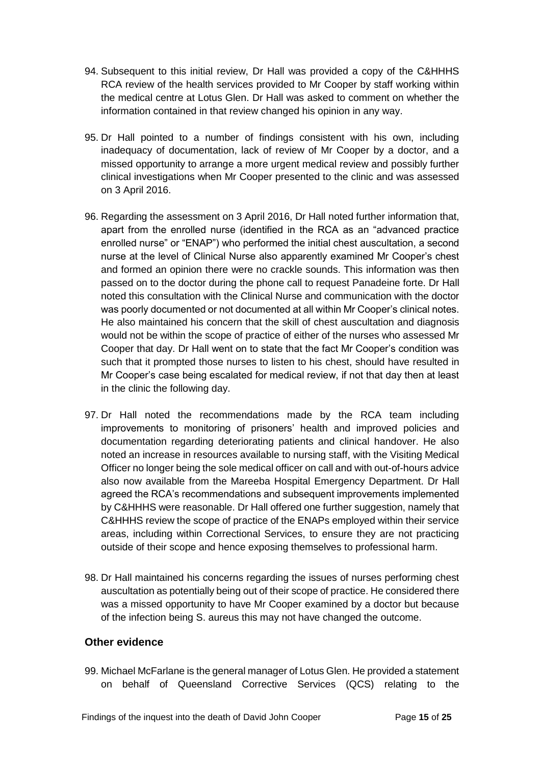94. Subsequent to this initial review, Dr Hall was provided a copy of the C&HHHS RCA review of the health services provided to Mr Cooper by staff working within the medical centre at Lotus Glen. Dr Hall was asked to comment on whether the information contained in that review changed his opinion in any way.

95. Dr Hall pointed to a number of findings consistent with his own, including inadequacy of documentation, lack of review of Mr Cooper by a doctor, and a missed opportunity to arrange a more urgent medical review and possibly further clinical investigations when Mr Cooper presented to the clinic and was assessed on 3 April 2016.

96. Regarding the assessment on 3 April 2016, Dr Hall noted further information that, apart from the enrolled nurse (identified in the RCA as an "advanced practice enrolled nurse" or "ENAP") who performed the initial chest auscultation, a second nurse at the level of Clinical Nurse also apparently examined Mr Cooper's chest and formed an opinion there were no crackle sounds. This information was then passed on to the doctor during the phone call to request Panadeine forte. Dr Hall noted this consultation with the Clinical Nurse and communication with the doctor was poorly documented or not documented at all within Mr Cooper's clinical notes. He also maintained his concern that the skill of chest auscultation and diagnosis would not be within the scope of practice of either of the nurses who assessed Mr Cooper that day. Dr Hall went on to state that the fact Mr Cooper's condition was such that it prompted those nurses to listen to his chest, should have resulted in Mr Cooper's case being escalated for medical review, if not that day then at least in the clinic the following day.

97. Dr Hall noted the recommendations made by the RCA team including improvements to monitoring of prisoners' health and improved policies and documentation regarding deteriorating patients and clinical handover. He also noted an increase in resources available to nursing staff, with the Visiting Medical Officer no longer being the sole medical officer on call and with out-of-hours advice also now available from the Mareeba Hospital Emergency Department. Dr Hall agreed the RCA's recommendations and subsequent improvements implemented by C&HHHS were reasonable. Dr Hall offered one further suggestion, namely that C&HHHS review the scope of practice of the ENAPs employed within their service areas, including within Correctional Services, to ensure they are not practicing outside of their scope and hence exposing themselves to professional harm.

98. Dr Hall maintained his concerns regarding the issues of nurses performing chest auscultation as potentially being out of their scope of practice. He considered there was a missed opportunity to have Mr Cooper examined by a doctor but because of the infection being S. aureus this may not have changed the outcome.

### Other evidence

99. Michael McFarlane is the general manager of Lotus Glen. He provided a statement on behalf of Queensland Corrective Services (QCS) relating to the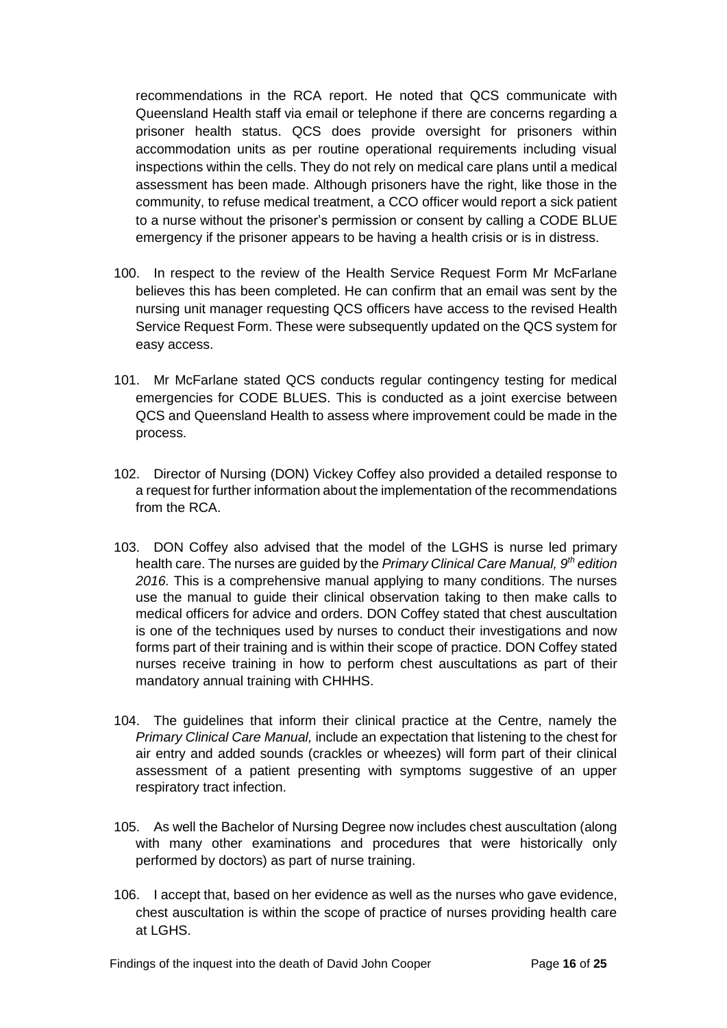recommendations in the RCA report. He noted that QCS communicate with Queensland Health staff via email or telephone if there are concerns regarding a prisoner health status. QCS does provide oversight for prisoners within accommodation units as per routine operational requirements including visual inspections within the cells. They do not rely on medical care plans until a medical assessment has been made. Although prisoners have the right, like those in the community, to refuse medical treatment, a CCO officer would report a sick patient to a nurse without the prisoner's permission or consent by calling a CODE BLUE emergency if the prisoner appears to be having a health crisis or is in distress.

100. In respect to the review of the Health Service Request Form Mr McFarlane believes this has been completed. He can confirm that an email was sent by the nursing unit manager requesting QCS officers have access to the revised Health Service Request Form. These were subsequently updated on the QCS system for easy access.

101. Mr McFarlane stated QCS conducts regular contingency testing for medical emergencies for CODE BLUES. This is conducted as a joint exercise between QCS and Queensland Health to assess where improvement could be made in the process.

102. Director of Nursing (DON) Vickey Coffey also provided a detailed response to a request for further information about the implementation of the recommendations from the RCA.

103. DON Coffey also advised that the model of the LGHS is nurse led primary health care. The nurses are guided by the *Primary Clinical Care Manual, 9th edition 2016.* This is a comprehensive manual applying to many conditions. The nurses use the manual to guide their clinical observation taking to then make calls to medical officers for advice and orders. DON Coffey stated that chest auscultation is one of the techniques used by nurses to conduct their investigations and now forms part of their training and is within their scope of practice. DON Coffey stated nurses receive training in how to perform chest auscultations as part of their mandatory annual training with CHHHS.

104. The guidelines that inform their clinical practice at the Centre, namely the *Primary Clinical Care Manual,* include an expectation that listening to the chest for air entry and added sounds (crackles or wheezes) will form part of their clinical assessment of a patient presenting with symptoms suggestive of an upper respiratory tract infection.

105. As well the Bachelor of Nursing Degree now includes chest auscultation (along with many other examinations and procedures that were historically only performed by doctors) as part of nurse training.

106. I accept that, based on her evidence as well as the nurses who gave evidence, chest auscultation is within the scope of practice of nurses providing health care at LGHS.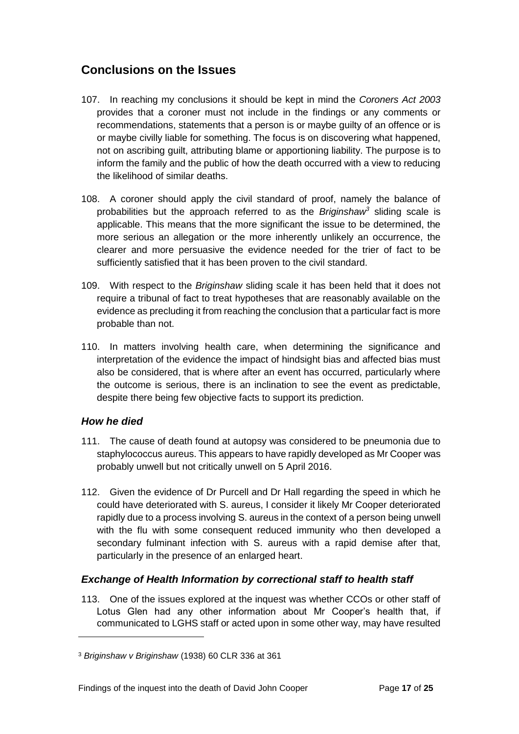## Conclusions on the Issues

107. In reaching my conclusions it should be kept in mind the *Coroners Act 2003* provides that a coroner must not include in the findings or any comments or recommendations, statements that a person is or maybe guilty of an offence or is or maybe civilly liable for something. The focus is on discovering what happened, not on ascribing guilt, attributing blame or apportioning liability. The purpose is to inform the family and the public of how the death occurred with a view to reducing the likelihood of similar deaths.

108. A coroner should apply the civil standard of proof, namely the balance of probabilities but the approach referred to as the *Briginshaw*[3] sliding scale is applicable. This means that the more significant the issue to be determined, the more serious an allegation or the more inherently unlikely an occurrence, the clearer and more persuasive the evidence needed for the trier of fact to be sufficiently satisfied that it has been proven to the civil standard.

109. With respect to the *Briginshaw* sliding scale it has been held that it does not require a tribunal of fact to treat hypotheses that are reasonably available on the evidence as precluding it from reaching the conclusion that a particular fact is more probable than not.

110. In matters involving health care, when determining the significance and interpretation of the evidence the impact of hindsight bias and affected bias must also be considered, that is where after an event has occurred, particularly where the outcome is serious, there is an inclination to see the event as predictable, despite there being few objective facts to support its prediction.

### *How he died*

111. The cause of death found at autopsy was considered to be pneumonia due to staphylococcus aureus. This appears to have rapidly developed as Mr Cooper was probably unwell but not critically unwell on 5 April 2016.

112. Given the evidence of Dr Purcell and Dr Hall regarding the speed in which he could have deteriorated with S. aureus, I consider it likely Mr Cooper deteriorated rapidly due to a process involving S. aureus in the context of a person being unwell with the flu with some consequent reduced immunity who then developed a secondary fulminant infection with S. aureus with a rapid demise after that, particularly in the presence of an enlarged heart.

### *Exchange of Health Information by correctional staff to health staff*

113. One of the issues explored at the inquest was whether CCOs or other staff of Lotus Glen had any other information about Mr Cooper's health that, if communicated to LGHS staff or acted upon in some other way, may have resulted

---

[3] *Briginshaw v Briginshaw* (1938) 60 CLR 336 at 361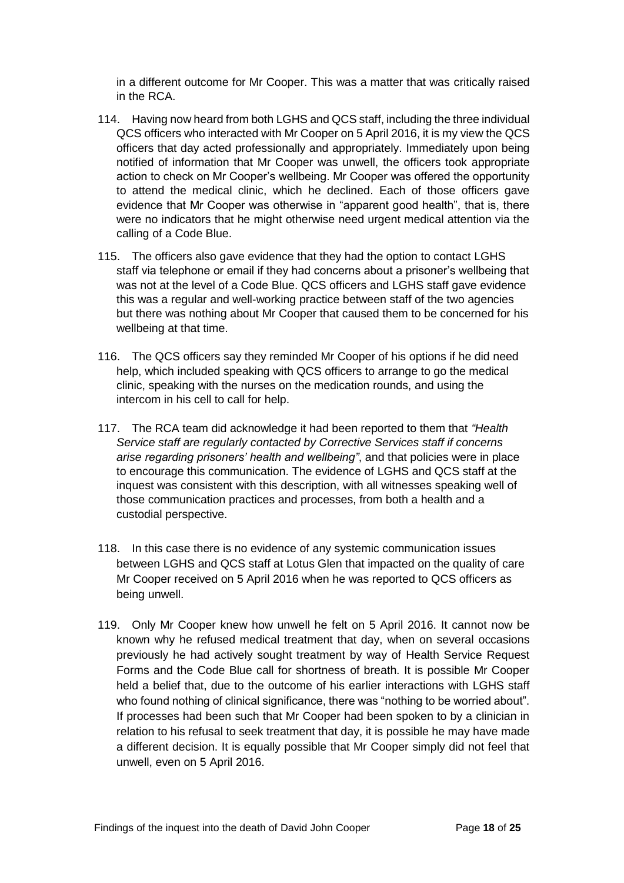in a different outcome for Mr Cooper. This was a matter that was critically raised in the RCA.

114. Having now heard from both LGHS and QCS staff, including the three individual QCS officers who interacted with Mr Cooper on 5 April 2016, it is my view the QCS officers that day acted professionally and appropriately. Immediately upon being notified of information that Mr Cooper was unwell, the officers took appropriate action to check on Mr Cooper's wellbeing. Mr Cooper was offered the opportunity to attend the medical clinic, which he declined. Each of those officers gave evidence that Mr Cooper was otherwise in "apparent good health", that is, there were no indicators that he might otherwise need urgent medical attention via the calling of a Code Blue.

115. The officers also gave evidence that they had the option to contact LGHS staff via telephone or email if they had concerns about a prisoner's wellbeing that was not at the level of a Code Blue. QCS officers and LGHS staff gave evidence this was a regular and well-working practice between staff of the two agencies but there was nothing about Mr Cooper that caused them to be concerned for his wellbeing at that time.

116. The QCS officers say they reminded Mr Cooper of his options if he did need help, which included speaking with QCS officers to arrange to go the medical clinic, speaking with the nurses on the medication rounds, and using the intercom in his cell to call for help.

117. The RCA team did acknowledge it had been reported to them that *"Health Service staff are regularly contacted by Corrective Services staff if concerns arise regarding prisoners' health and wellbeing"*, and that policies were in place to encourage this communication. The evidence of LGHS and QCS staff at the inquest was consistent with this description, with all witnesses speaking well of those communication practices and processes, from both a health and a custodial perspective.

118. In this case there is no evidence of any systemic communication issues between LGHS and QCS staff at Lotus Glen that impacted on the quality of care Mr Cooper received on 5 April 2016 when he was reported to QCS officers as being unwell.

119. Only Mr Cooper knew how unwell he felt on 5 April 2016. It cannot now be known why he refused medical treatment that day, when on several occasions previously he had actively sought treatment by way of Health Service Request Forms and the Code Blue call for shortness of breath. It is possible Mr Cooper held a belief that, due to the outcome of his earlier interactions with LGHS staff who found nothing of clinical significance, there was "nothing to be worried about". If processes had been such that Mr Cooper had been spoken to by a clinician in relation to his refusal to seek treatment that day, it is possible he may have made a different decision. It is equally possible that Mr Cooper simply did not feel that unwell, even on 5 April 2016.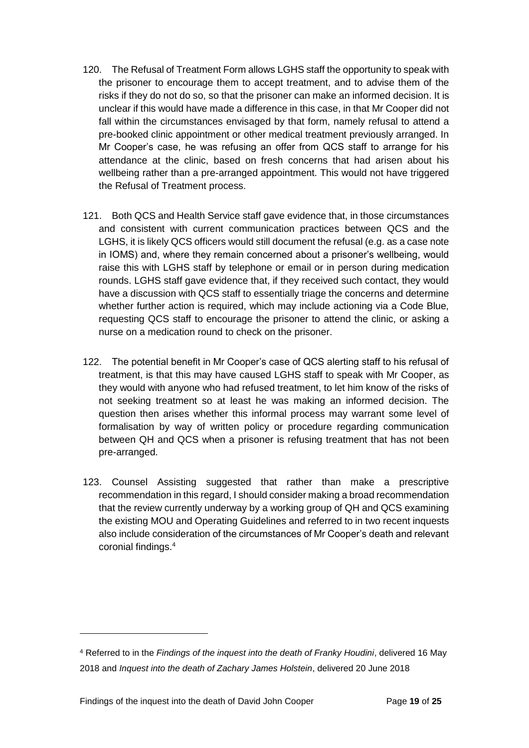120. The Refusal of Treatment Form allows LGHS staff the opportunity to speak with the prisoner to encourage them to accept treatment, and to advise them of the risks if they do not do so, so that the prisoner can make an informed decision. It is unclear if this would have made a difference in this case, in that Mr Cooper did not fall within the circumstances envisaged by that form, namely refusal to attend a pre-booked clinic appointment or other medical treatment previously arranged. In Mr Cooper's case, he was refusing an offer from QCS staff to arrange for his attendance at the clinic, based on fresh concerns that had arisen about his wellbeing rather than a pre-arranged appointment. This would not have triggered the Refusal of Treatment process.

121. Both QCS and Health Service staff gave evidence that, in those circumstances and consistent with current communication practices between QCS and the LGHS, it is likely QCS officers would still document the refusal (e.g. as a case note in IOMS) and, where they remain concerned about a prisoner's wellbeing, would raise this with LGHS staff by telephone or email or in person during medication rounds. LGHS staff gave evidence that, if they received such contact, they would have a discussion with QCS staff to essentially triage the concerns and determine whether further action is required, which may include actioning via a Code Blue, requesting QCS staff to encourage the prisoner to attend the clinic, or asking a nurse on a medication round to check on the prisoner.

122. The potential benefit in Mr Cooper's case of QCS alerting staff to his refusal of treatment, is that this may have caused LGHS staff to speak with Mr Cooper, as they would with anyone who had refused treatment, to let him know of the risks of not seeking treatment so at least he was making an informed decision. The question then arises whether this informal process may warrant some level of formalisation by way of written policy or procedure regarding communication between QH and QCS when a prisoner is refusing treatment that has not been pre-arranged.

123. Counsel Assisting suggested that rather than make a prescriptive recommendation in this regard, I should consider making a broad recommendation that the review currently underway by a working group of QH and QCS examining the existing MOU and Operating Guidelines and referred to in two recent inquests also include consideration of the circumstances of Mr Cooper's death and relevant coronial findings.[4]

---

[4] Referred to in the *Findings of the inquest into the death of Franky Houdini*, delivered 16 May 2018 and *Inquest into the death of Zachary James Holstein*, delivered 20 June 2018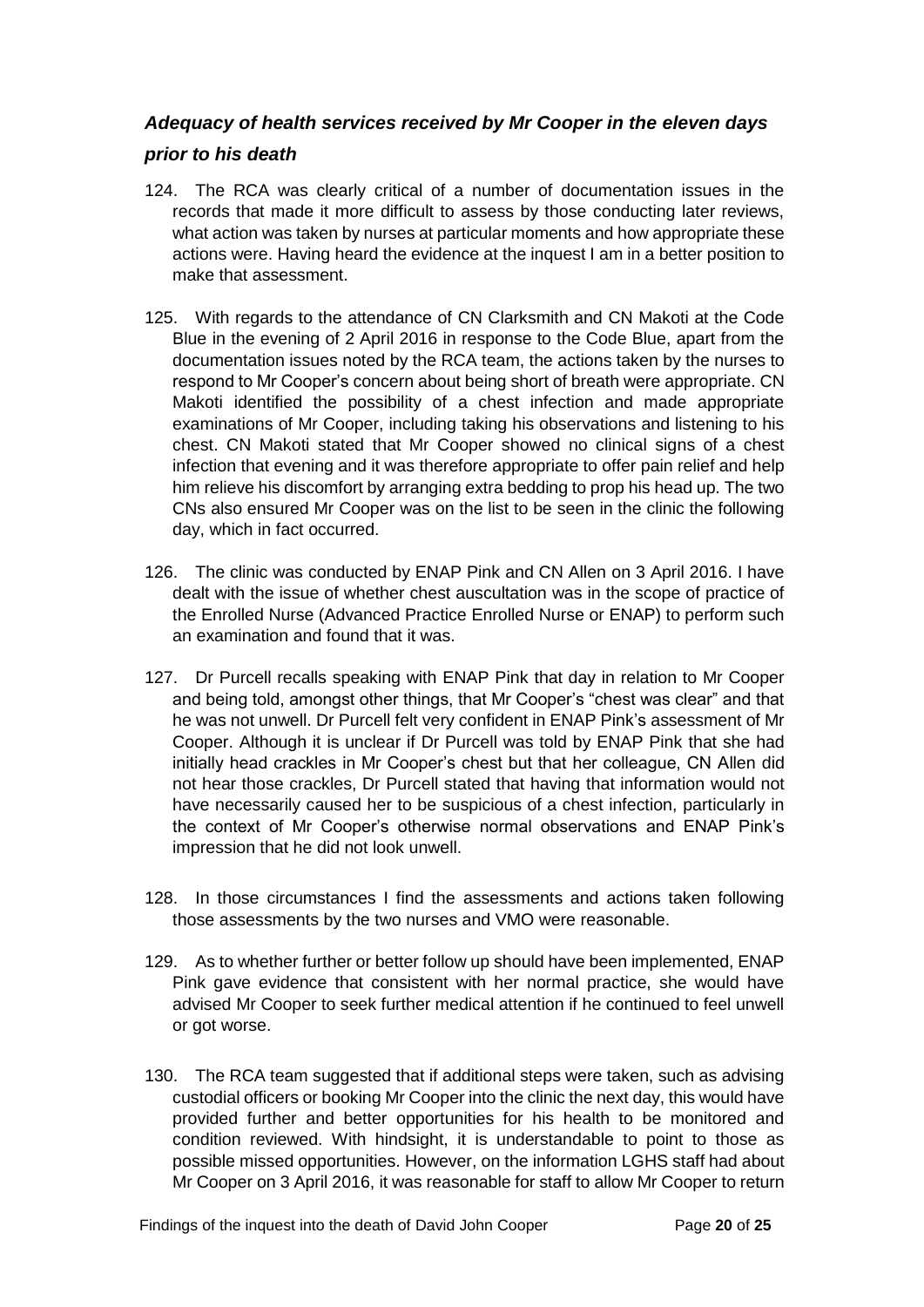## *Adequacy of health services received by Mr Cooper in the eleven days prior to his death*

124. The RCA was clearly critical of a number of documentation issues in the records that made it more difficult to assess by those conducting later reviews, what action was taken by nurses at particular moments and how appropriate these actions were. Having heard the evidence at the inquest I am in a better position to make that assessment.

125. With regards to the attendance of CN Clarksmith and CN Makoti at the Code Blue in the evening of 2 April 2016 in response to the Code Blue, apart from the documentation issues noted by the RCA team, the actions taken by the nurses to respond to Mr Cooper's concern about being short of breath were appropriate. CN Makoti identified the possibility of a chest infection and made appropriate examinations of Mr Cooper, including taking his observations and listening to his chest. CN Makoti stated that Mr Cooper showed no clinical signs of a chest infection that evening and it was therefore appropriate to offer pain relief and help him relieve his discomfort by arranging extra bedding to prop his head up. The two CNs also ensured Mr Cooper was on the list to be seen in the clinic the following day, which in fact occurred.

126. The clinic was conducted by ENAP Pink and CN Allen on 3 April 2016. I have dealt with the issue of whether chest auscultation was in the scope of practice of the Enrolled Nurse (Advanced Practice Enrolled Nurse or ENAP) to perform such an examination and found that it was.

127. Dr Purcell recalls speaking with ENAP Pink that day in relation to Mr Cooper and being told, amongst other things, that Mr Cooper's "chest was clear" and that he was not unwell. Dr Purcell felt very confident in ENAP Pink's assessment of Mr Cooper. Although it is unclear if Dr Purcell was told by ENAP Pink that she had initially head crackles in Mr Cooper's chest but that her colleague, CN Allen did not hear those crackles, Dr Purcell stated that having that information would not have necessarily caused her to be suspicious of a chest infection, particularly in the context of Mr Cooper's otherwise normal observations and ENAP Pink's impression that he did not look unwell.

128. In those circumstances I find the assessments and actions taken following those assessments by the two nurses and VMO were reasonable.

129. As to whether further or better follow up should have been implemented, ENAP Pink gave evidence that consistent with her normal practice, she would have advised Mr Cooper to seek further medical attention if he continued to feel unwell or got worse.

130. The RCA team suggested that if additional steps were taken, such as advising custodial officers or booking Mr Cooper into the clinic the next day, this would have provided further and better opportunities for his health to be monitored and condition reviewed. With hindsight, it is understandable to point to those as possible missed opportunities. However, on the information LGHS staff had about Mr Cooper on 3 April 2016, it was reasonable for staff to allow Mr Cooper to return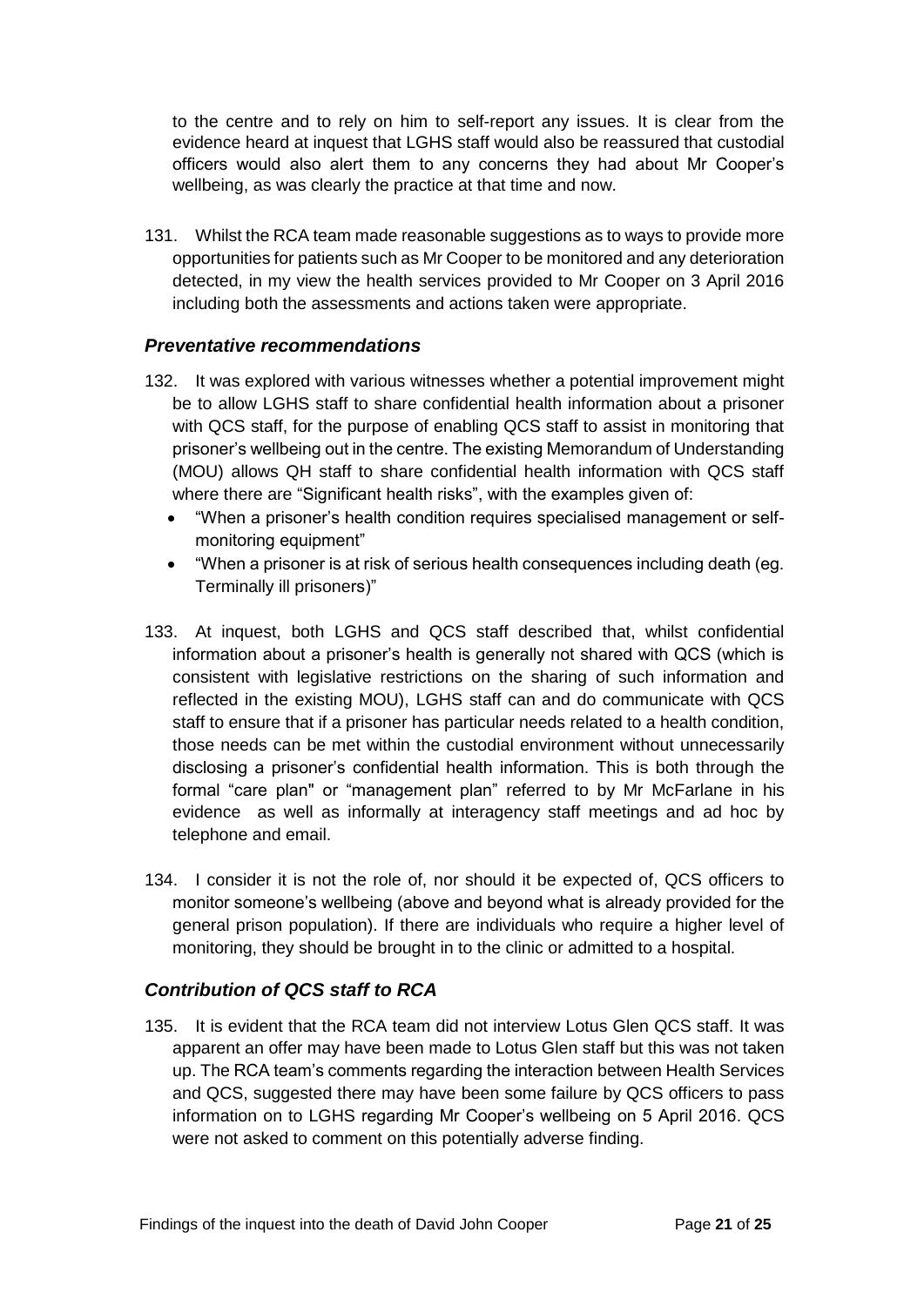to the centre and to rely on him to self-report any issues. It is clear from the evidence heard at inquest that LGHS staff would also be reassured that custodial officers would also alert them to any concerns they had about Mr Cooper's wellbeing, as was clearly the practice at that time and now.

131. Whilst the RCA team made reasonable suggestions as to ways to provide more opportunities for patients such as Mr Cooper to be monitored and any deterioration detected, in my view the health services provided to Mr Cooper on 3 April 2016 including both the assessments and actions taken were appropriate.

### *Preventative recommendations*

132. It was explored with various witnesses whether a potential improvement might be to allow LGHS staff to share confidential health information about a prisoner with QCS staff, for the purpose of enabling QCS staff to assist in monitoring that prisoner's wellbeing out in the centre. The existing Memorandum of Understanding (MOU) allows QH staff to share confidential health information with QCS staff where there are "Significant health risks", with the examples given of:

- "When a prisoner's health condition requires specialised management or self-monitoring equipment"
- "When a prisoner is at risk of serious health consequences including death (eg. Terminally ill prisoners)"

133. At inquest, both LGHS and QCS staff described that, whilst confidential information about a prisoner's health is generally not shared with QCS (which is consistent with legislative restrictions on the sharing of such information and reflected in the existing MOU), LGHS staff can and do communicate with QCS staff to ensure that if a prisoner has particular needs related to a health condition, those needs can be met within the custodial environment without unnecessarily disclosing a prisoner's confidential health information. This is both through the formal "care plan" or "management plan" referred to by Mr McFarlane in his evidence as well as informally at interagency staff meetings and ad hoc by telephone and email.

134. I consider it is not the role of, nor should it be expected of, QCS officers to monitor someone's wellbeing (above and beyond what is already provided for the general prison population). If there are individuals who require a higher level of monitoring, they should be brought in to the clinic or admitted to a hospital.

### *Contribution of QCS staff to RCA*

135. It is evident that the RCA team did not interview Lotus Glen QCS staff. It was apparent an offer may have been made to Lotus Glen staff but this was not taken up. The RCA team's comments regarding the interaction between Health Services and QCS, suggested there may have been some failure by QCS officers to pass information on to LGHS regarding Mr Cooper's wellbeing on 5 April 2016. QCS were not asked to comment on this potentially adverse finding.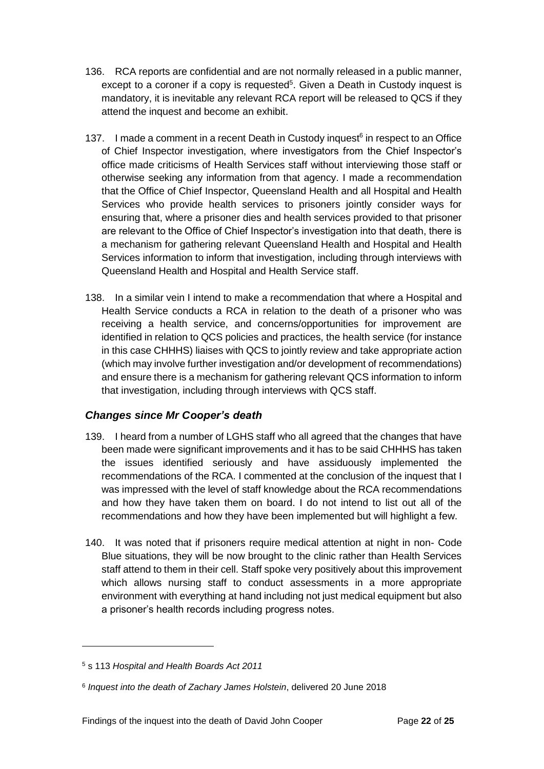136. RCA reports are confidential and are not normally released in a public manner, except to a coroner if a copy is requested[5]. Given a Death in Custody inquest is mandatory, it is inevitable any relevant RCA report will be released to QCS if they attend the inquest and become an exhibit.

137. I made a comment in a recent Death in Custody inquest[6] in respect to an Office of Chief Inspector investigation, where investigators from the Chief Inspector's office made criticisms of Health Services staff without interviewing those staff or otherwise seeking any information from that agency. I made a recommendation that the Office of Chief Inspector, Queensland Health and all Hospital and Health Services who provide health services to prisoners jointly consider ways for ensuring that, where a prisoner dies and health services provided to that prisoner are relevant to the Office of Chief Inspector's investigation into that death, there is a mechanism for gathering relevant Queensland Health and Hospital and Health Services information to inform that investigation, including through interviews with Queensland Health and Hospital and Health Service staff.

138. In a similar vein I intend to make a recommendation that where a Hospital and Health Service conducts a RCA in relation to the death of a prisoner who was receiving a health service, and concerns/opportunities for improvement are identified in relation to QCS policies and practices, the health service (for instance in this case CHHHS) liaises with QCS to jointly review and take appropriate action (which may involve further investigation and/or development of recommendations) and ensure there is a mechanism for gathering relevant QCS information to inform that investigation, including through interviews with QCS staff.

### *Changes since Mr Cooper's death*

139. I heard from a number of LGHS staff who all agreed that the changes that have been made were significant improvements and it has to be said CHHHS has taken the issues identified seriously and have assiduously implemented the recommendations of the RCA. I commented at the conclusion of the inquest that I was impressed with the level of staff knowledge about the RCA recommendations and how they have taken them on board. I do not intend to list out all of the recommendations and how they have been implemented but will highlight a few.

140. It was noted that if prisoners require medical attention at night in non- Code Blue situations, they will be now brought to the clinic rather than Health Services staff attend to them in their cell. Staff spoke very positively about this improvement which allows nursing staff to conduct assessments in a more appropriate environment with everything at hand including not just medical equipment but also a prisoner's health records including progress notes.

---

[5] s 113 *Hospital and Health Boards Act 2011*

[6] *Inquest into the death of Zachary James Holstein*, delivered 20 June 2018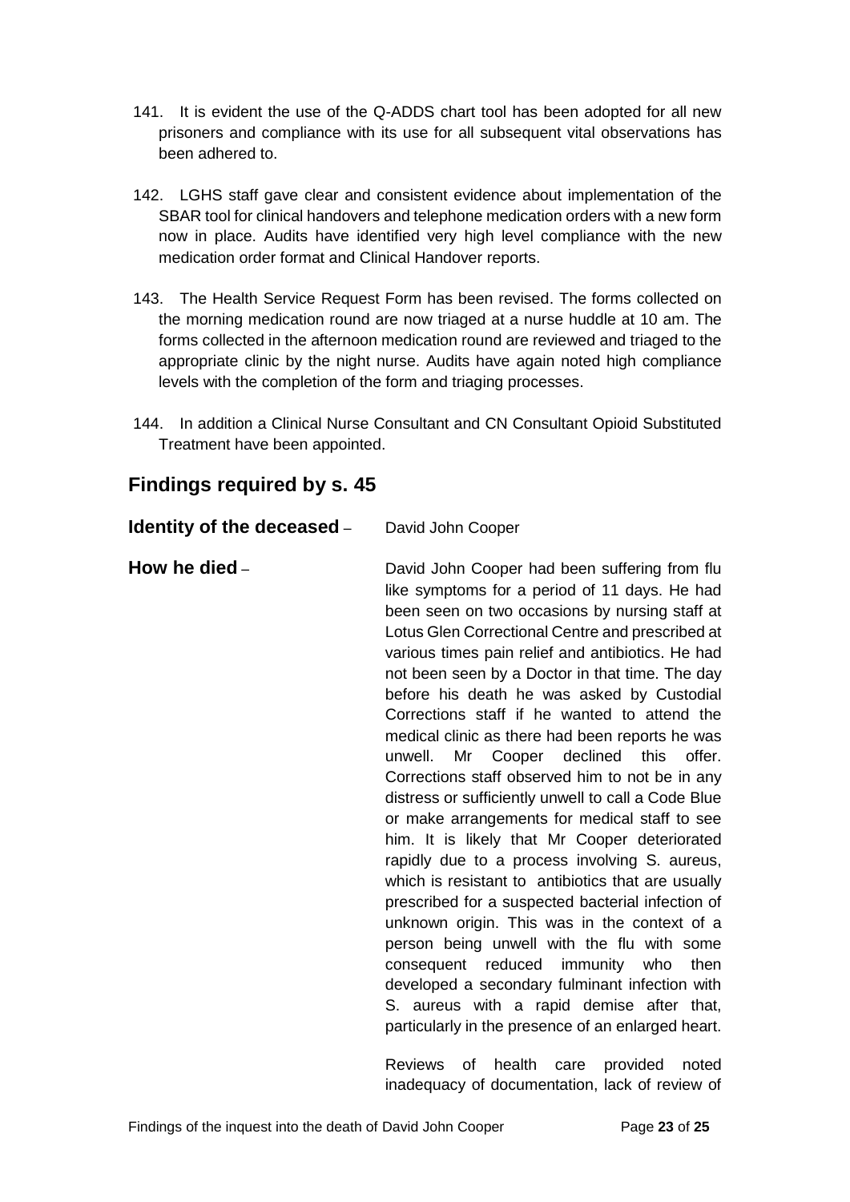141. It is evident the use of the Q-ADDS chart tool has been adopted for all new prisoners and compliance with its use for all subsequent vital observations has been adhered to.

142. LGHS staff gave clear and consistent evidence about implementation of the SBAR tool for clinical handovers and telephone medication orders with a new form now in place. Audits have identified very high level compliance with the new medication order format and Clinical Handover reports.

143. The Health Service Request Form has been revised. The forms collected on the morning medication round are now triaged at a nurse huddle at 10 am. The forms collected in the afternoon medication round are reviewed and triaged to the appropriate clinic by the night nurse. Audits have again noted high compliance levels with the completion of the form and triaging processes.

144. In addition a Clinical Nurse Consultant and CN Consultant Opioid Substituted Treatment have been appointed.

## Findings required by s. 45

**Identity of the deceased** – David John Cooper

**How he died** – David John Cooper had been suffering from flu like symptoms for a period of 11 days. He had been seen on two occasions by nursing staff at Lotus Glen Correctional Centre and prescribed at various times pain relief and antibiotics. He had not been seen by a Doctor in that time. The day before his death he was asked by Custodial Corrections staff if he wanted to attend the medical clinic as there had been reports he was unwell. Mr Cooper declined this offer. Corrections staff observed him to not be in any distress or sufficiently unwell to call a Code Blue or make arrangements for medical staff to see him. It is likely that Mr Cooper deteriorated rapidly due to a process involving S. aureus, which is resistant to antibiotics that are usually prescribed for a suspected bacterial infection of unknown origin. This was in the context of a person being unwell with the flu with some consequent reduced immunity who then developed a secondary fulminant infection with S. aureus with a rapid demise after that, particularly in the presence of an enlarged heart.

Reviews of health care provided noted inadequacy of documentation, lack of review of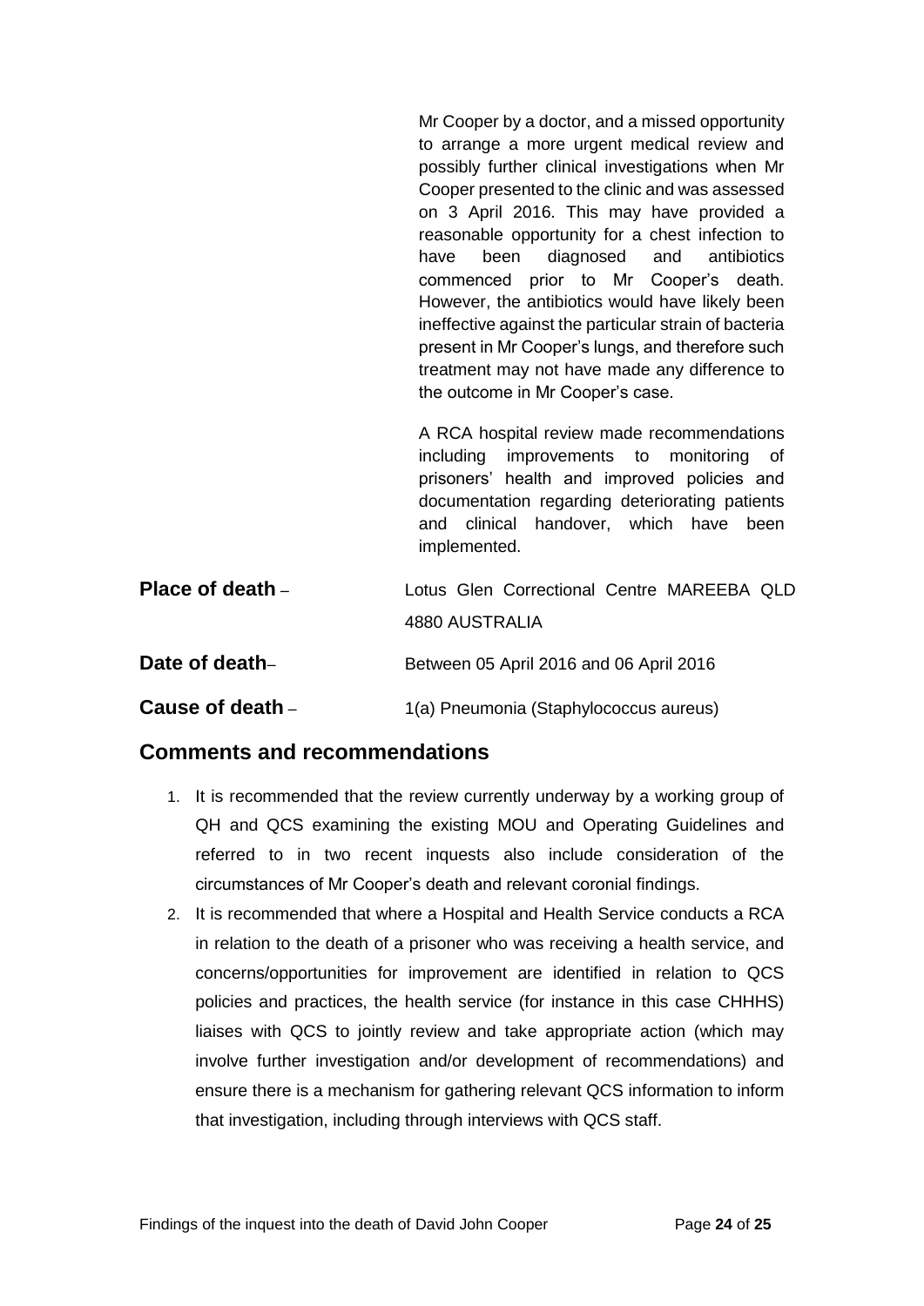Mr Cooper by a doctor, and a missed opportunity to arrange a more urgent medical review and possibly further clinical investigations when Mr Cooper presented to the clinic and was assessed on 3 April 2016. This may have provided a reasonable opportunity for a chest infection to have been diagnosed and antibiotics commenced prior to Mr Cooper's death. However, the antibiotics would have likely been ineffective against the particular strain of bacteria present in Mr Cooper's lungs, and therefore such treatment may not have made any difference to the outcome in Mr Cooper's case.

A RCA hospital review made recommendations including improvements to monitoring of prisoners' health and improved policies and documentation regarding deteriorating patients and clinical handover, which have been implemented.

**Place of death** – Lotus Glen Correctional Centre MAREEBA QLD 4880 AUSTRALIA

**Date of death**– Between 05 April 2016 and 06 April 2016

**Cause of death** – 1(a) Pneumonia (Staphylococcus aureus)

## Comments and recommendations

1. It is recommended that the review currently underway by a working group of QH and QCS examining the existing MOU and Operating Guidelines and referred to in two recent inquests also include consideration of the circumstances of Mr Cooper's death and relevant coronial findings.
2. It is recommended that where a Hospital and Health Service conducts a RCA in relation to the death of a prisoner who was receiving a health service, and concerns/opportunities for improvement are identified in relation to QCS policies and practices, the health service (for instance in this case CHHHS) liaises with QCS to jointly review and take appropriate action (which may involve further investigation and/or development of recommendations) and ensure there is a mechanism for gathering relevant QCS information to inform that investigation, including through interviews with QCS staff.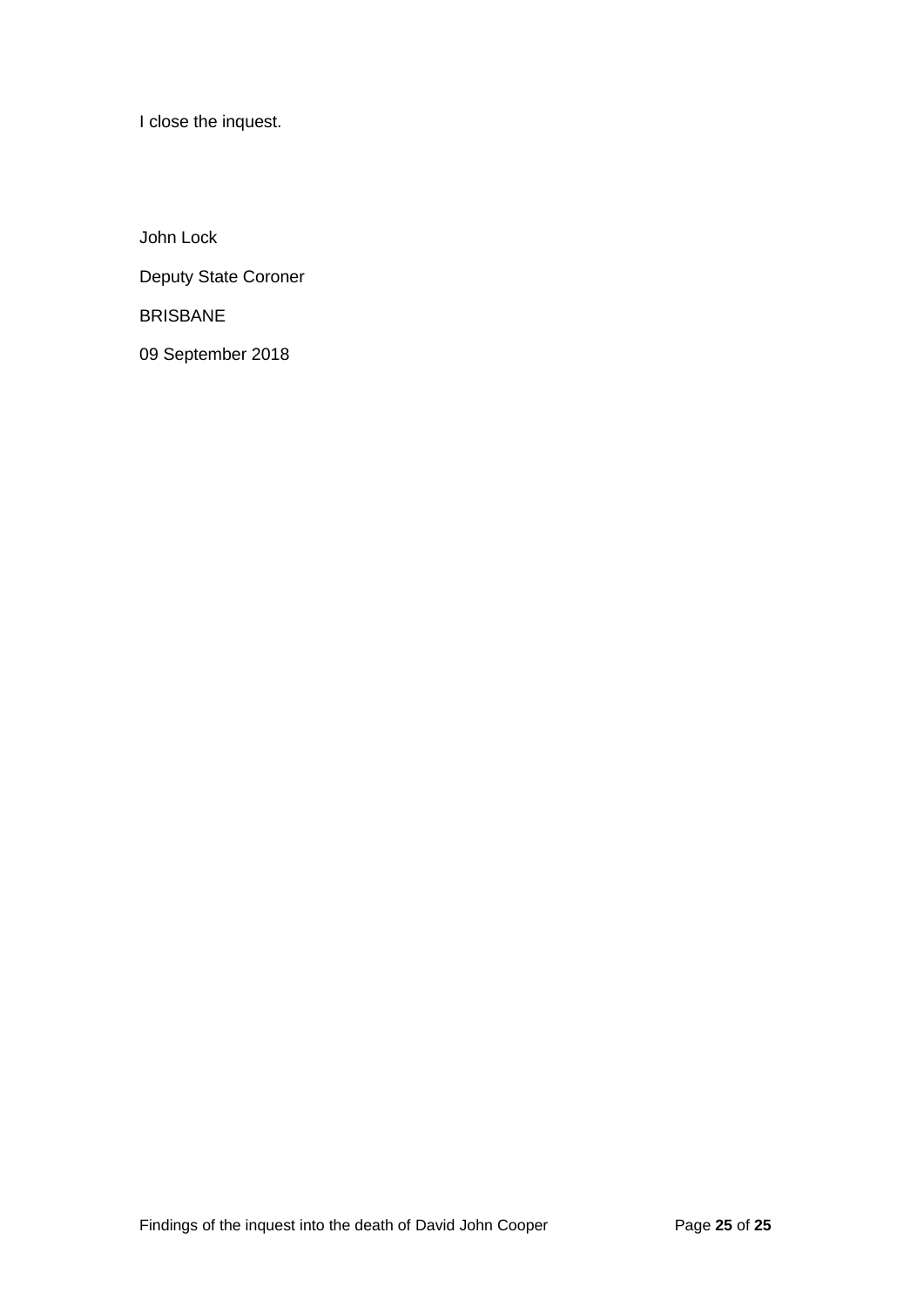I close the inquest.

John Lock

Deputy State Coroner

BRISBANE

09 September 2018